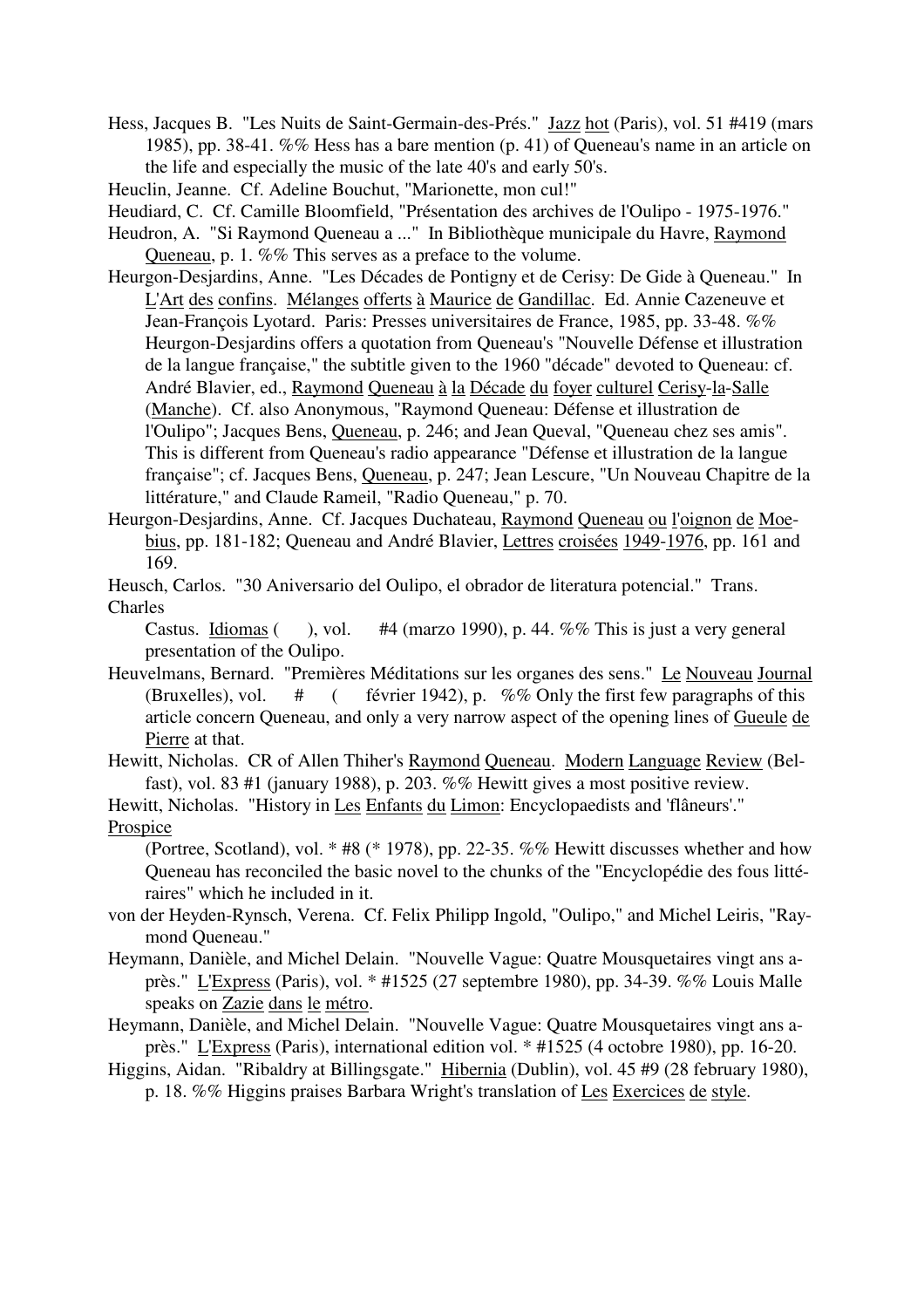Hess, Jacques B. "Les Nuits de Saint-Germain-des-Prés." Jazz hot (Paris), vol. 51 #419 (mars 1985), pp. 38-41. %% Hess has a bare mention (p. 41) of Queneau's name in an article on the life and especially the music of the late 40's and early 50's.

Heuclin, Jeanne. Cf. Adeline Bouchut, "Marionette, mon cul!"

Heudiard, C. Cf. Camille Bloomfield, "Présentation des archives de l'Oulipo - 1975-1976."

Heudron, A. "Si Raymond Queneau a ..." In Bibliothèque municipale du Havre, Raymond Queneau, p. 1. %% This serves as a preface to the volume.

Heurgon-Desjardins, Anne. "Les Décades de Pontigny et de Cerisy: De Gide à Queneau." In L'Art des confins. Mélanges offerts à Maurice de Gandillac. Ed. Annie Cazeneuve et Jean-François Lyotard. Paris: Presses universitaires de France, 1985, pp. 33-48. %% Heurgon-Desjardins offers a quotation from Queneau's "Nouvelle Défense et illustration de la langue française," the subtitle given to the 1960 "décade" devoted to Queneau: cf. André Blavier, ed., Raymond Queneau à la Décade du foyer culturel Cerisy-la-Salle (Manche). Cf. also Anonymous, "Raymond Queneau: Défense et illustration de l'Oulipo"; Jacques Bens, Queneau, p. 246; and Jean Queval, "Queneau chez ses amis". This is different from Queneau's radio appearance "Défense et illustration de la langue française"; cf. Jacques Bens, Queneau, p. 247; Jean Lescure, "Un Nouveau Chapitre de la littérature," and Claude Rameil, "Radio Queneau," p. 70.

Heurgon-Desjardins, Anne. Cf. Jacques Duchateau, Raymond Queneau ou l'oignon de Moebius, pp. 181-182; Queneau and André Blavier, Lettres croisées 1949-1976, pp. 161 and 169.

Heusch, Carlos. "30 Aniversario del Oulipo, el obrador de literatura potencial." Trans. Charles Castus. Idiomas ( ), vol. #4 (marzo 1990), p. 44. %% This is just a very general presentation of the Oulipo.

Heuvelmans, Bernard. "Premières Méditations sur les organes des sens." Le Nouveau Journal (Bruxelles), vol. # ( février 1942), p. %% Only the first few paragraphs of this article concern Queneau, and only a very narrow aspect of the opening lines of Gueule de Pierre at that.

Hewitt, Nicholas. CR of Allen Thiher's Raymond Queneau. Modern Language Review (Belfast), vol. 83 #1 (january 1988), p. 203. %% Hewitt gives a most positive review.

Hewitt, Nicholas. "History in Les Enfants du Limon: Encyclopaedists and 'flâneurs'." Prospice (Portree, Scotland), vol. * #8 (* 1978), pp. 22-35. %% Hewitt discusses whether and how Queneau has reconciled the basic novel to the chunks of the "Encyclopédie des fous littéraires" which he included in it.

von der Heyden-Rynsch, Verena. Cf. Felix Philipp Ingold, "Oulipo," and Michel Leiris, "Raymond Queneau."

Heymann, Danièle, and Michel Delain. "Nouvelle Vague: Quatre Mousquetaires vingt ans après." L'Express (Paris), vol. * #1525 (27 septembre 1980), pp. 34-39. %% Louis Malle speaks on Zazie dans le métro.

Heymann, Danièle, and Michel Delain. "Nouvelle Vague: Quatre Mousquetaires vingt ans après." L'Express (Paris), international edition vol. * #1525 (4 octobre 1980), pp. 16-20.

Higgins, Aidan. "Ribaldry at Billingsgate." Hibernia (Dublin), vol. 45 #9 (28 february 1980), p. 18. %% Higgins praises Barbara Wright's translation of Les Exercices de style.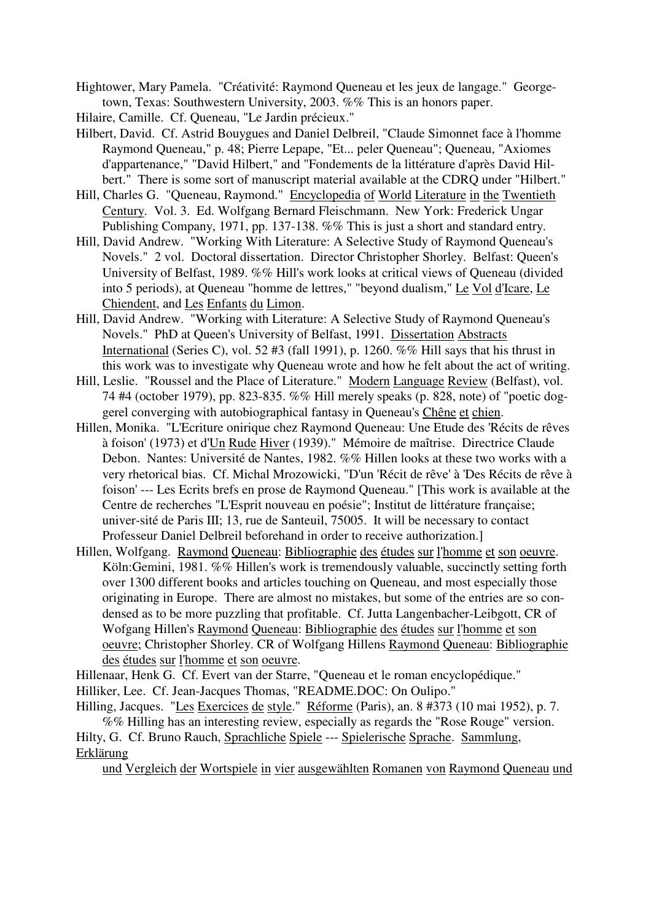Hightower, Mary Pamela. "Créativité: Raymond Queneau et les jeux de langage." Georgetown, Texas: Southwestern University, 2003. %% This is an honors paper.

Hilaire, Camille. Cf. Queneau, "Le Jardin précieux."

Hilbert, David. Cf. Astrid Bouygues and Daniel Delbreil, "Claude Simonnet face à l'homme Raymond Queneau," p. 48; Pierre Lepape, "Et... peler Queneau"; Queneau, "Axiomes d'appartenance," "David Hilbert," and "Fondements de la littérature d'après David Hilbert." There is some sort of manuscript material available at the CDRQ under "Hilbert."

Hill, Charles G. "Queneau, Raymond." Encyclopedia of World Literature in the Twentieth Century. Vol. 3. Ed. Wolfgang Bernard Fleischmann. New York: Frederick Ungar Publishing Company, 1971, pp. 137-138. %% This is just a short and standard entry.

Hill, David Andrew. "Working With Literature: A Selective Study of Raymond Queneau's Novels." 2 vol. Doctoral dissertation. Director Christopher Shorley. Belfast: Queen's University of Belfast, 1989. %% Hill's work looks at critical views of Queneau (divided into 5 periods), at Queneau "homme de lettres," "beyond dualism," Le Vol d'Icare, Le Chiendent, and Les Enfants du Limon.

Hill, David Andrew. "Working with Literature: A Selective Study of Raymond Queneau's Novels." PhD at Queen's University of Belfast, 1991. Dissertation Abstracts International (Series C), vol. 52 #3 (fall 1991), p. 1260. %% Hill says that his thrust in this work was to investigate why Queneau wrote and how he felt about the act of writing.

Hill, Leslie. "Roussel and the Place of Literature." Modern Language Review (Belfast), vol. 74 #4 (october 1979), pp. 823-835. %% Hill merely speaks (p. 828, note) of "poetic doggerel converging with autobiographical fantasy in Queneau's Chêne et chien.

Hillen, Monika. "L'Ecriture onirique chez Raymond Queneau: Une Etude des 'Récits de rêves à foison' (1973) et d'Un Rude Hiver (1939)." Mémoire de maîtrise. Directrice Claude Debon. Nantes: Université de Nantes, 1982. %% Hillen looks at these two works with a very rhetorical bias. Cf. Michal Mrozowicki, "D'un 'Récit de rêve' à 'Des Récits de rêve à foison' --- Les Ecrits brefs en prose de Raymond Queneau." [This work is available at the Centre de recherches "L'Esprit nouveau en poésie"; Institut de littérature française; univer-sité de Paris III; 13, rue de Santeuil, 75005. It will be necessary to contact Professeur Daniel Delbreil beforehand in order to receive authorization.]

Hillen, Wolfgang. Raymond Queneau: Bibliographie des études sur l'homme et son oeuvre. Köln:Gemini, 1981. %% Hillen's work is tremendously valuable, succinctly setting forth over 1300 different books and articles touching on Queneau, and most especially those originating in Europe. There are almost no mistakes, but some of the entries are so condensed as to be more puzzling that profitable. Cf. Jutta Langenbacher-Leibgott, CR of Wofgang Hillen's Raymond Queneau: Bibliographie des études sur l'homme et son oeuvre; Christopher Shorley. CR of Wolfgang Hillens Raymond Queneau: Bibliographie des études sur l'homme et son oeuvre.

Hillenaar, Henk G. Cf. Evert van der Starre, "Queneau et le roman encyclopédique."

Hilliker, Lee. Cf. Jean-Jacques Thomas, "README.DOC: On Oulipo."

Hilling, Jacques. "Les Exercices de style." Réforme (Paris), an. 8 #373 (10 mai 1952), p. 7. %% Hilling has an interesting review, especially as regards the "Rose Rouge" version.

Hilty, G. Cf. Bruno Rauch, Sprachliche Spiele --- Spielerische Sprache. Sammlung, Erklärung und Vergleich der Wortspiele in vier ausgewählten Romanen von Raymond Queneau und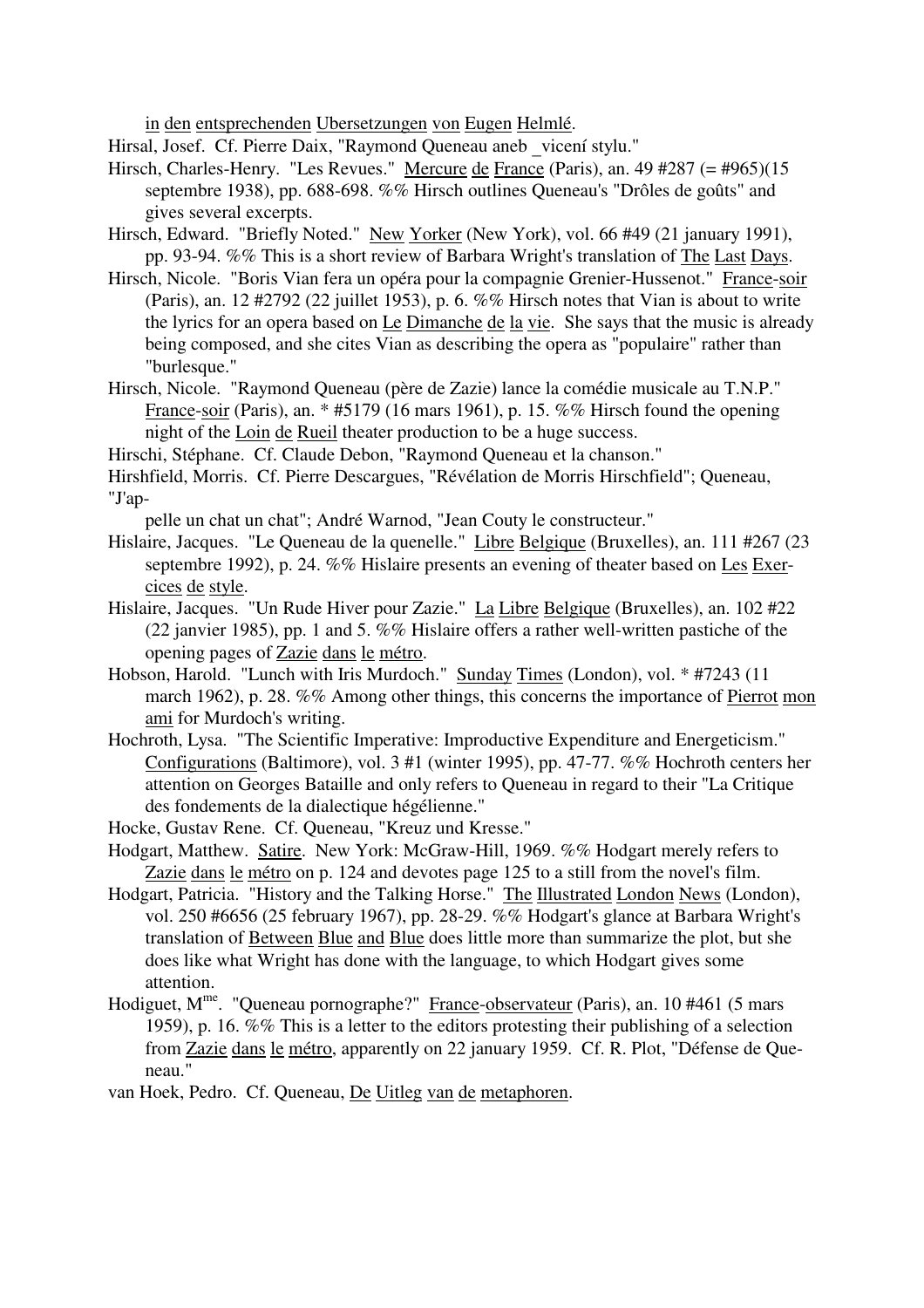in den entsprechenden Ubersetzungen von Eugen Helmlé.

Hirsal, Josef. Cf. Pierre Daix, "Raymond Queneau aneb _vicení stylu."

Hirsch, Charles-Henry. "Les Revues." Mercure de France (Paris), an. 49 #287 (= #965)(15 septembre 1938), pp. 688-698. %% Hirsch outlines Queneau's "Drôles de goûts" and gives several excerpts.

Hirsch, Edward. "Briefly Noted." New Yorker (New York), vol. 66 #49 (21 january 1991), pp. 93-94. %% This is a short review of Barbara Wright's translation of The Last Days.

Hirsch, Nicole. "Boris Vian fera un opéra pour la compagnie Grenier-Hussenot." France-soir (Paris), an. 12 #2792 (22 juillet 1953), p. 6. %% Hirsch notes that Vian is about to write the lyrics for an opera based on Le Dimanche de la vie. She says that the music is already being composed, and she cites Vian as describing the opera as "populaire" rather than "burlesque."

Hirsch, Nicole. "Raymond Queneau (père de Zazie) lance la comédie musicale au T.N.P." France-soir (Paris), an. * #5179 (16 mars 1961), p. 15. %% Hirsch found the opening night of the Loin de Rueil theater production to be a huge success.

Hirschi, Stéphane. Cf. Claude Debon, "Raymond Queneau et la chanson."

Hirshfield, Morris. Cf. Pierre Descargues, "Révélation de Morris Hirschfield"; Queneau, "J'appelle un chat un chat"; André Warnod, "Jean Couty le constructeur."

Hislaire, Jacques. "Le Queneau de la quenelle." Libre Belgique (Bruxelles), an. 111 #267 (23 septembre 1992), p. 24. %% Hislaire presents an evening of theater based on Les Exercices de style.

Hislaire, Jacques. "Un Rude Hiver pour Zazie." La Libre Belgique (Bruxelles), an. 102 #22 (22 janvier 1985), pp. 1 and 5. %% Hislaire offers a rather well-written pastiche of the opening pages of Zazie dans le métro.

Hobson, Harold. "Lunch with Iris Murdoch." Sunday Times (London), vol. * #7243 (11 march 1962), p. 28. %% Among other things, this concerns the importance of Pierrot mon ami for Murdoch's writing.

Hochroth, Lysa. "The Scientific Imperative: Improductive Expenditure and Energeticism." Configurations (Baltimore), vol. 3 #1 (winter 1995), pp. 47-77. %% Hochroth centers her attention on Georges Bataille and only refers to Queneau in regard to their "La Critique des fondements de la dialectique hégélienne."

Hocke, Gustav Rene. Cf. Queneau, "Kreuz und Kresse."

Hodgart, Matthew. Satire. New York: McGraw-Hill, 1969. %% Hodgart merely refers to Zazie dans le métro on p. 124 and devotes page 125 to a still from the novel's film.

Hodgart, Patricia. "History and the Talking Horse." The Illustrated London News (London), vol. 250 #6656 (25 february 1967), pp. 28-29. %% Hodgart's glance at Barbara Wright's translation of Between Blue and Blue does little more than summarize the plot, but she does like what Wright has done with the language, to which Hodgart gives some attention.

Hodiguet, M[me]. "Queneau pornographe?" France-observateur (Paris), an. 10 #461 (5 mars 1959), p. 16. %% This is a letter to the editors protesting their publishing of a selection from Zazie dans le métro, apparently on 22 january 1959. Cf. R. Plot, "Défense de Queneau."

van Hoek, Pedro. Cf. Queneau, De Uitleg van de metaphoren.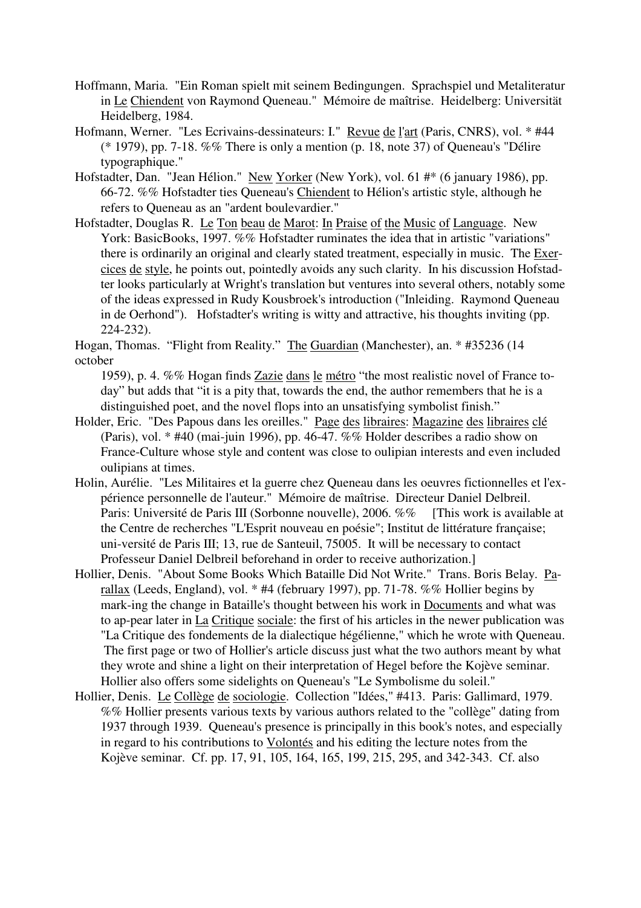Hoffmann, Maria. "Ein Roman spielt mit seinem Bedingungen. Sprachspiel und Metaliteratur in Le Chiendent von Raymond Queneau." Mémoire de maîtrise. Heidelberg: Universität Heidelberg, 1984.

Hofmann, Werner. "Les Ecrivains-dessinateurs: I." Revue de l'art (Paris, CNRS), vol. * #44 (* 1979), pp. 7-18. %% There is only a mention (p. 18, note 37) of Queneau's "Délire typographique."

Hofstadter, Dan. "Jean Hélion." New Yorker (New York), vol. 61 #* (6 january 1986), pp. 66-72. %% Hofstadter ties Queneau's Chiendent to Hélion's artistic style, although he refers to Queneau as an "ardent boulevardier."

Hofstadter, Douglas R. Le Ton beau de Marot: In Praise of the Music of Language. New York: BasicBooks, 1997. %% Hofstadter ruminates the idea that in artistic "variations" there is ordinarily an original and clearly stated treatment, especially in music. The Exercices de style, he points out, pointedly avoids any such clarity. In his discussion Hofstadter looks particularly at Wright's translation but ventures into several others, notably some of the ideas expressed in Rudy Kousbroek's introduction ("Inleiding. Raymond Queneau in de Oerhond"). Hofstadter's writing is witty and attractive, his thoughts inviting (pp. 224-232).

Hogan, Thomas. "Flight from Reality." The Guardian (Manchester), an. * #35236 (14 october 1959), p. 4. %% Hogan finds Zazie dans le métro "the most realistic novel of France today" but adds that "it is a pity that, towards the end, the author remembers that he is a distinguished poet, and the novel flops into an unsatisfying symbolist finish."

Holder, Eric. "Des Papous dans les oreilles." Page des libraires: Magazine des libraires clé (Paris), vol. * #40 (mai-juin 1996), pp. 46-47. %% Holder describes a radio show on France-Culture whose style and content was close to oulipian interests and even included oulipians at times.

Holin, Aurélie. "Les Militaires et la guerre chez Queneau dans les oeuvres fictionnelles et l'expérience personnelle de l'auteur." Mémoire de maîtrise. Directeur Daniel Delbreil. Paris: Université de Paris III (Sorbonne nouvelle), 2006. %% [This work is available at the Centre de recherches "L'Esprit nouveau en poésie"; Institut de littérature française; université de Paris III; 13, rue de Santeuil, 75005. It will be necessary to contact Professeur Daniel Delbreil beforehand in order to receive authorization.]

Hollier, Denis. "About Some Books Which Bataille Did Not Write." Trans. Boris Belay. Parallax (Leeds, England), vol. * #4 (february 1997), pp. 71-78. %% Hollier begins by marking the change in Bataille's thought between his work in Documents and what was to appear later in La Critique sociale: the first of his articles in the newer publication was "La Critique des fondements de la dialectique hégélienne," which he wrote with Queneau. The first page or two of Hollier's article discuss just what the two authors meant by what they wrote and shine a light on their interpretation of Hegel before the Kojève seminar. Hollier also offers some sidelights on Queneau's "Le Symbolisme du soleil."

Hollier, Denis. Le Collège de sociologie. Collection "Idées," #413. Paris: Gallimard, 1979. %% Hollier presents various texts by various authors related to the "collège" dating from 1937 through 1939. Queneau's presence is principally in this book's notes, and especially in regard to his contributions to Volontés and his editing the lecture notes from the Kojève seminar. Cf. pp. 17, 91, 105, 164, 165, 199, 215, 295, and 342-343. Cf. also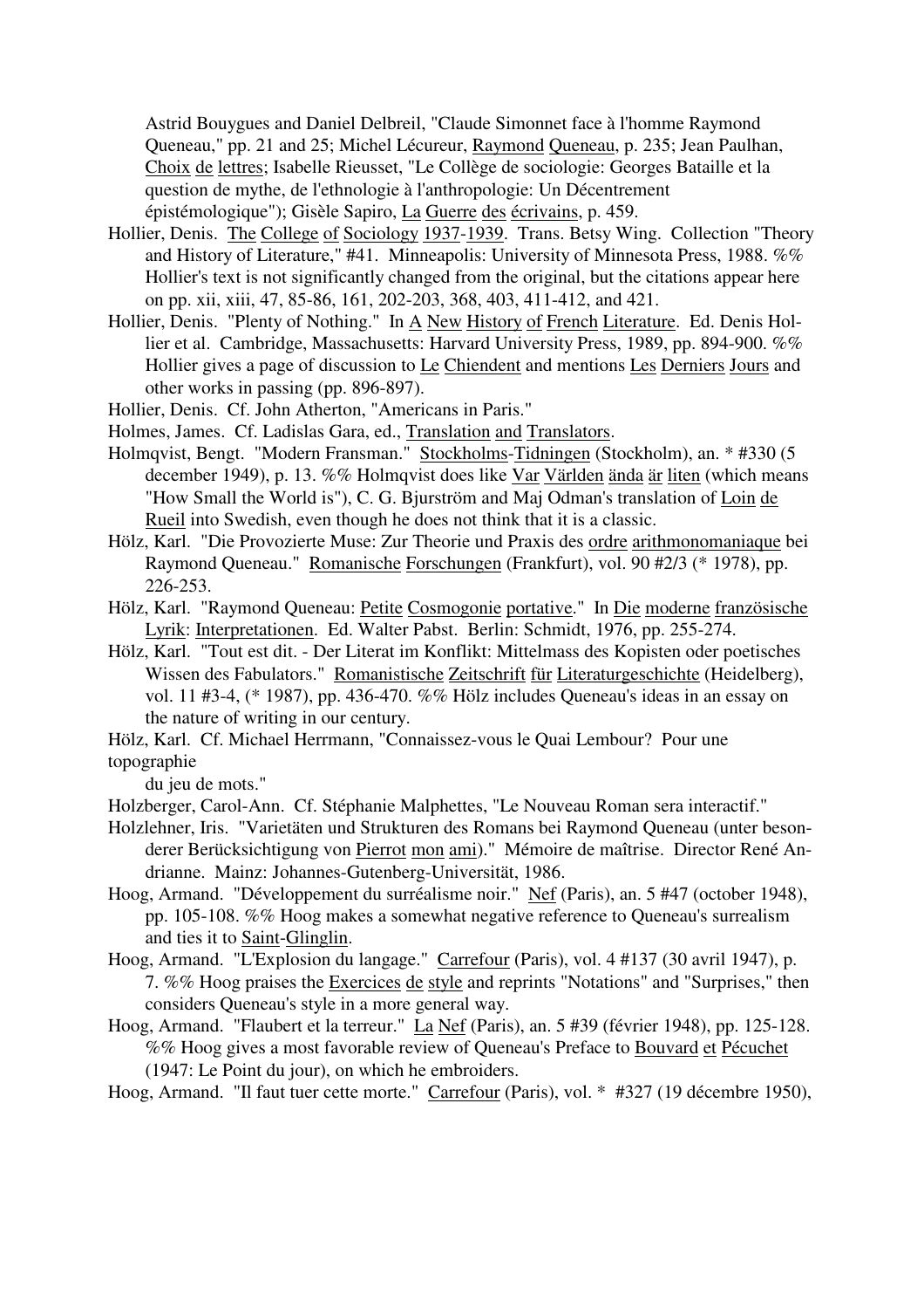Astrid Bouygues and Daniel Delbreil, "Claude Simonnet face à l'homme Raymond Queneau," pp. 21 and 25; Michel Lécureur, Raymond Queneau, p. 235; Jean Paulhan, Choix de lettres; Isabelle Rieusset, "Le Collège de sociologie: Georges Bataille et la question de mythe, de l'ethnologie à l'anthropologie: Un Décentrement épistémologique"); Gisèle Sapiro, La Guerre des écrivains, p. 459.

Hollier, Denis. The College of Sociology 1937-1939. Trans. Betsy Wing. Collection "Theory and History of Literature," #41. Minneapolis: University of Minnesota Press, 1988. %% Hollier's text is not significantly changed from the original, but the citations appear here on pp. xii, xiii, 47, 85-86, 161, 202-203, 368, 403, 411-412, and 421.

Hollier, Denis. "Plenty of Nothing." In A New History of French Literature. Ed. Denis Hollier et al. Cambridge, Massachusetts: Harvard University Press, 1989, pp. 894-900. %% Hollier gives a page of discussion to Le Chiendent and mentions Les Derniers Jours and other works in passing (pp. 896-897).

Hollier, Denis. Cf. John Atherton, "Americans in Paris."

Holmes, James. Cf. Ladislas Gara, ed., Translation and Translators.

Holmqvist, Bengt. "Modern Fransman." Stockholms-Tidningen (Stockholm), an. * #330 (5 december 1949), p. 13. %% Holmqvist does like Var Världen ända är liten (which means "How Small the World is"), C. G. Bjurström and Maj Odman's translation of Loin de Rueil into Swedish, even though he does not think that it is a classic.

Hölz, Karl. "Die Provozierte Muse: Zur Theorie und Praxis des ordre arithmonomaniaque bei Raymond Queneau." Romanische Forschungen (Frankfurt), vol. 90 #2/3 (* 1978), pp. 226-253.

Hölz, Karl. "Raymond Queneau: Petite Cosmogonie portative." In Die moderne französische Lyrik: Interpretationen. Ed. Walter Pabst. Berlin: Schmidt, 1976, pp. 255-274.

Hölz, Karl. "Tout est dit. - Der Literat im Konflikt: Mittelmass des Kopisten oder poetisches Wissen des Fabulators." Romanistische Zeitschrift für Literaturgeschichte (Heidelberg), vol. 11 #3-4, (* 1987), pp. 436-470. %% Hölz includes Queneau's ideas in an essay on the nature of writing in our century.

Hölz, Karl. Cf. Michael Herrmann, "Connaissez-vous le Quai Lembour? Pour une topographie du jeu de mots."

Holzberger, Carol-Ann. Cf. Stéphanie Malphettes, "Le Nouveau Roman sera interactif."

Holzlehner, Iris. "Varietäten und Strukturen des Romans bei Raymond Queneau (unter besonderer Berücksichtigung von Pierrot mon ami)." Mémoire de maîtrise. Director René Andrianne. Mainz: Johannes-Gutenberg-Universität, 1986.

Hoog, Armand. "Développement du surréalisme noir." Nef (Paris), an. 5 #47 (october 1948), pp. 105-108. %% Hoog makes a somewhat negative reference to Queneau's surrealism and ties it to Saint-Glinglin.

Hoog, Armand. "L'Explosion du langage." Carrefour (Paris), vol. 4 #137 (30 avril 1947), p. 7. %% Hoog praises the Exercices de style and reprints "Notations" and "Surprises," then considers Queneau's style in a more general way.

Hoog, Armand. "Flaubert et la terreur." La Nef (Paris), an. 5 #39 (février 1948), pp. 125-128. %% Hoog gives a most favorable review of Queneau's Preface to Bouvard et Pécuchet (1947: Le Point du jour), on which he embroiders.

Hoog, Armand. "Il faut tuer cette morte." Carrefour (Paris), vol. * #327 (19 décembre 1950),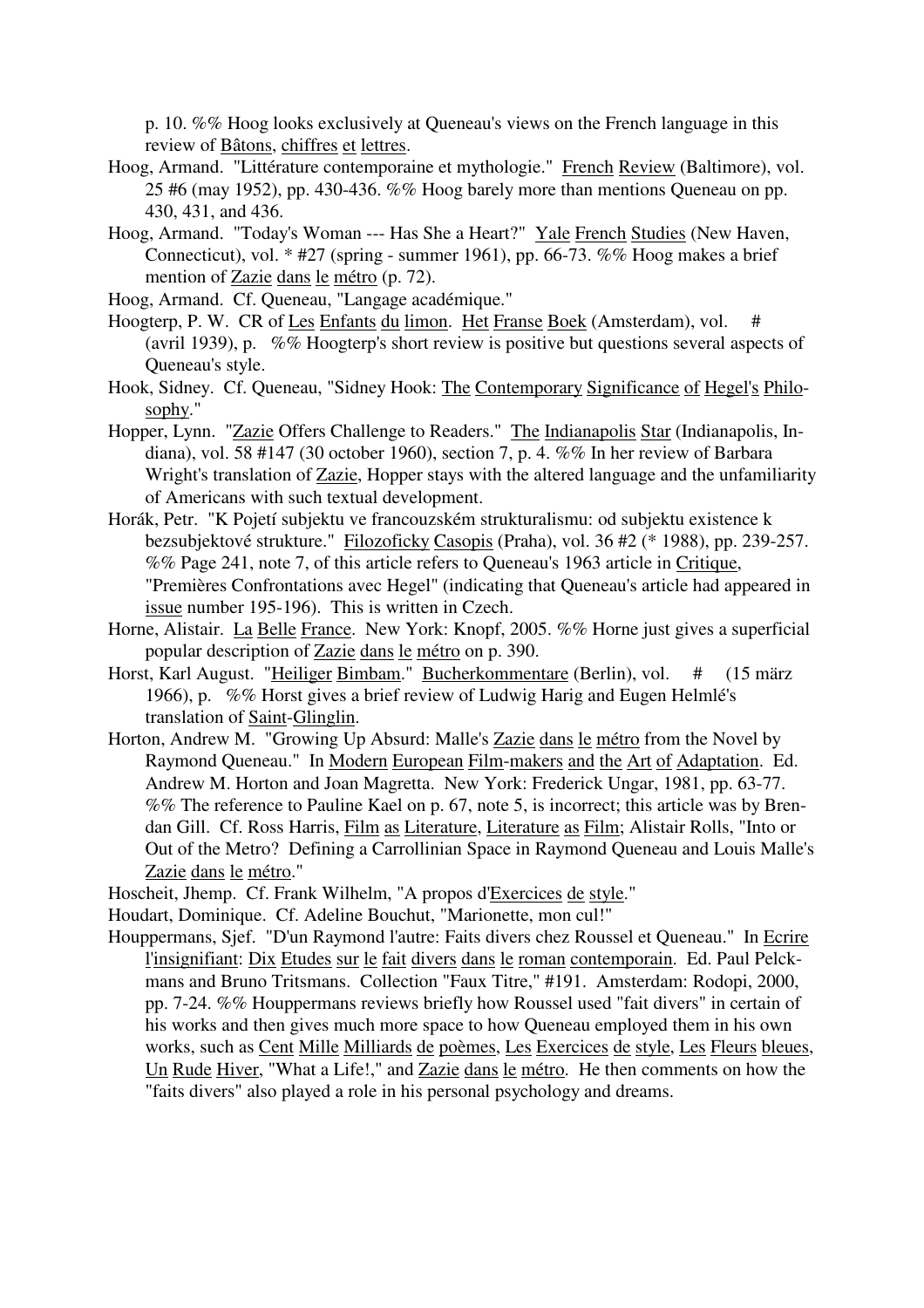p. 10. %% Hoog looks exclusively at Queneau's views on the French language in this review of Bâtons, chiffres et lettres.

Hoog, Armand. "Littérature contemporaine et mythologie." French Review (Baltimore), vol. 25 #6 (may 1952), pp. 430-436. %% Hoog barely more than mentions Queneau on pp. 430, 431, and 436.

Hoog, Armand. "Today's Woman --- Has She a Heart?" Yale French Studies (New Haven, Connecticut), vol. * #27 (spring - summer 1961), pp. 66-73. %% Hoog makes a brief mention of Zazie dans le métro (p. 72).

Hoog, Armand. Cf. Queneau, "Langage académique."

Hoogterp, P. W. CR of Les Enfants du limon. Het Franse Boek (Amsterdam), vol. # (avril 1939), p. %% Hoogterp's short review is positive but questions several aspects of Queneau's style.

Hook, Sidney. Cf. Queneau, "Sidney Hook: The Contemporary Significance of Hegel's Philosophy."

Hopper, Lynn. "Zazie Offers Challenge to Readers." The Indianapolis Star (Indianapolis, Indiana), vol. 58 #147 (30 october 1960), section 7, p. 4. %% In her review of Barbara Wright's translation of Zazie, Hopper stays with the altered language and the unfamiliarity of Americans with such textual development.

Horák, Petr. "K Pojetí subjektu ve francouzském strukturalismu: od subjektu existence k bezsubjektové struktuře." Filozoficky Casopis (Praha), vol. 36 #2 (* 1988), pp. 239-257. %% Page 241, note 7, of this article refers to Queneau's 1963 article in Critique, "Premières Confrontations avec Hegel" (indicating that Queneau's article had appeared in issue number 195-196). This is written in Czech.

Horne, Alistair. La Belle France. New York: Knopf, 2005. %% Horne just gives a superficial popular description of Zazie dans le métro on p. 390.

Horst, Karl August. "Heiliger Bimbam." Bucherkommentare (Berlin), vol. # (15 märz 1966), p. %% Horst gives a brief review of Ludwig Harig and Eugen Helmlé's translation of Saint-Glinglin.

Horton, Andrew M. "Growing Up Absurd: Malle's Zazie dans le métro from the Novel by Raymond Queneau." In Modern European Film-makers and the Art of Adaptation. Ed. Andrew M. Horton and Joan Magretta. New York: Frederick Ungar, 1981, pp. 63-77. %% The reference to Pauline Kael on p. 67, note 5, is incorrect; this article was by Brendan Gill. Cf. Ross Harris, Film as Literature, Literature as Film; Alistair Rolls, "Into or Out of the Metro? Defining a Carrollinian Space in Raymond Queneau and Louis Malle's Zazie dans le métro."

Hoscheit, Jhemp. Cf. Frank Wilhelm, "A propos d'Exercices de style."

Houdart, Dominique. Cf. Adeline Bouchut, "Marionette, mon cul!"

Houppermans, Sjef. "D'un Raymond l'autre: Faits divers chez Roussel et Queneau." In Ecrire l'insignifiant: Dix Etudes sur le fait divers dans le roman contemporain. Ed. Paul Pelckmans and Bruno Tritsmans. Collection "Faux Titre," #191. Amsterdam: Rodopi, 2000, pp. 7-24. %% Houppermans reviews briefly how Roussel used "fait divers" in certain of his works and then gives much more space to how Queneau employed them in his own works, such as Cent Mille Milliards de poèmes, Les Exercices de style, Les Fleurs bleues, Un Rude Hiver, "What a Life!," and Zazie dans le métro. He then comments on how the "faits divers" also played a role in his personal psychology and dreams.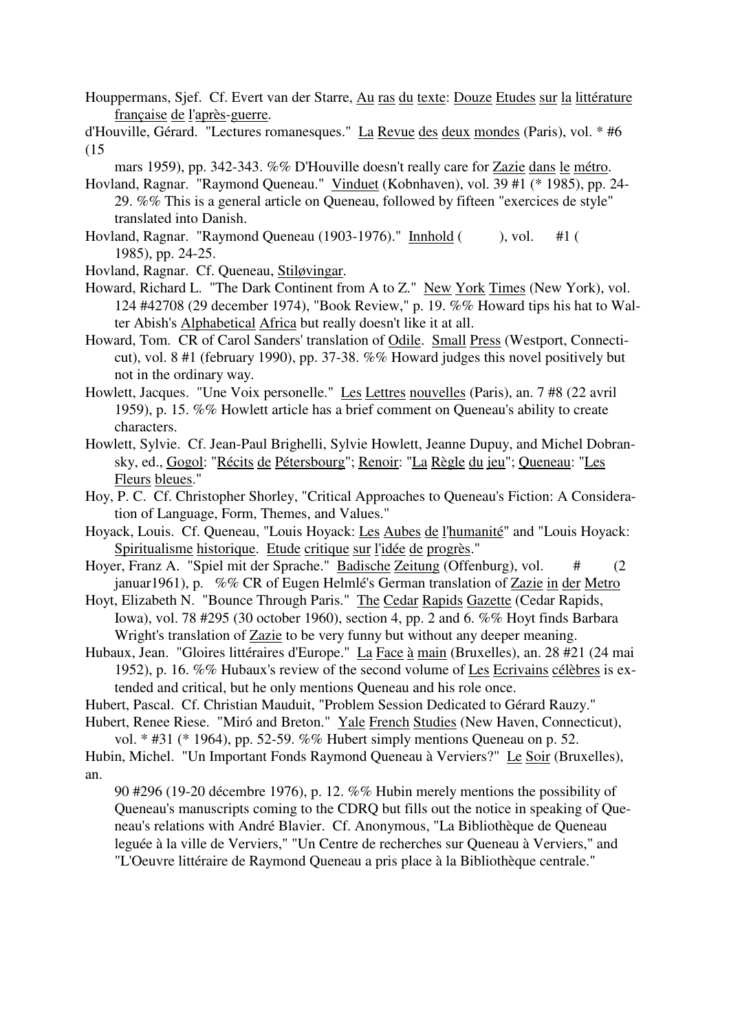Houppermans, Sjef. Cf. Evert van der Starre, Au ras du texte: Douze Etudes sur la littérature française de l'après-guerre.

d'Houville, Gérard. "Lectures romanesques." La Revue des deux mondes (Paris), vol. * #6 (15 mars 1959), pp. 342-343. %% D'Houville doesn't really care for Zazie dans le métro.

Hovland, Ragnar. "Raymond Queneau." Vinduet (Kobnhaven), vol. 39 #1 (* 1985), pp. 24-29. %% This is a general article on Queneau, followed by fifteen "exercices de style" translated into Danish.

Hovland, Ragnar. "Raymond Queneau (1903-1976)." Innhold ( ), vol. #1 ( 1985), pp. 24-25.

Hovland, Ragnar. Cf. Queneau, Stiløvingar.

Howard, Richard L. "The Dark Continent from A to Z." New York Times (New York), vol. 124 #42708 (29 december 1974), "Book Review," p. 19. %% Howard tips his hat to Walter Abish's Alphabetical Africa but really doesn't like it at all.

Howard, Tom. CR of Carol Sanders' translation of Odile. Small Press (Westport, Connecticut), vol. 8 #1 (february 1990), pp. 37-38. %% Howard judges this novel positively but not in the ordinary way.

Howlett, Jacques. "Une Voix personelle." Les Lettres nouvelles (Paris), an. 7 #8 (22 avril 1959), p. 15. %% Howlett article has a brief comment on Queneau's ability to create characters.

Howlett, Sylvie. Cf. Jean-Paul Brighelli, Sylvie Howlett, Jeanne Dupuy, and Michel Dobransky, ed., Gogol: "Récits de Pétersbourg"; Renoir: "La Règle du jeu"; Queneau: "Les Fleurs bleues."

Hoy, P. C. Cf. Christopher Shorley, "Critical Approaches to Queneau's Fiction: A Consideration of Language, Form, Themes, and Values."

Hoyack, Louis. Cf. Queneau, "Louis Hoyack: Les Aubes de l'humanité" and "Louis Hoyack: Spiritualisme historique. Etude critique sur l'idée de progrès."

Hoyer, Franz A. "Spiel mit der Sprache." Badische Zeitung (Offenburg), vol. # (2 januar1961), p. %% CR of Eugen Helmlé's German translation of Zazie in der Metro

Hoyt, Elizabeth N. "Bounce Through Paris." The Cedar Rapids Gazette (Cedar Rapids, Iowa), vol. 78 #295 (30 october 1960), section 4, pp. 2 and 6. %% Hoyt finds Barbara Wright's translation of Zazie to be very funny but without any deeper meaning.

Hubaux, Jean. "Gloires littéraires d'Europe." La Face à main (Bruxelles), an. 28 #21 (24 mai 1952), p. 16. %% Hubaux's review of the second volume of Les Ecrivains célèbres is extended and critical, but he only mentions Queneau and his role once.

Hubert, Pascal. Cf. Christian Mauduit, "Problem Session Dedicated to Gérard Rauzy."

Hubert, Renee Riese. "Miró and Breton." Yale French Studies (New Haven, Connecticut), vol. * #31 (* 1964), pp. 52-59. %% Hubert simply mentions Queneau on p. 52.

Hubin, Michel. "Un Important Fonds Raymond Queneau à Verviers?" Le Soir (Bruxelles), an. 90 #296 (19-20 décembre 1976), p. 12. %% Hubin merely mentions the possibility of Queneau's manuscripts coming to the CDRQ but fills out the notice in speaking of Queneau's relations with André Blavier. Cf. Anonymous, "La Bibliothèque de Queneau leguée à la ville de Verviers," "Un Centre de recherches sur Queneau à Verviers," and "L'Oeuvre littéraire de Raymond Queneau a pris place à la Bibliothèque centrale."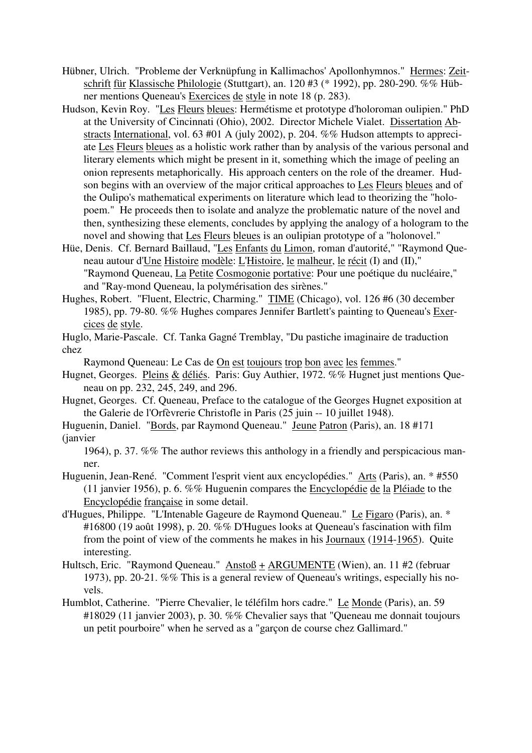Hübner, Ulrich. "Probleme der Verknüpfung in Kallimachos' Apollonhymnos." Hermes: Zeitschrift für Klassische Philologie (Stuttgart), an. 120 #3 (* 1992), pp. 280-290. %% Hübner mentions Queneau's Exercices de style in note 18 (p. 283).

Hudson, Kevin Roy. "Les Fleurs bleues: Hermétisme et prototype d'holoroman oulipien." PhD at the University of Cincinnati (Ohio), 2002. Director Michele Vialet. Dissertation Abstracts International, vol. 63 #01 A (july 2002), p. 204. %% Hudson attempts to appreciate Les Fleurs bleues as a holistic work rather than by analysis of the various personal and literary elements which might be present in it, something which the image of peeling an onion represents metaphorically. His approach centers on the role of the dreamer. Hudson begins with an overview of the major critical approaches to Les Fleurs bleues and of the Oulipo's mathematical experiments on literature which lead to theorizing the "holopoem." He proceeds then to isolate and analyze the problematic nature of the novel and then, synthesizing these elements, concludes by applying the analogy of a hologram to the novel and showing that Les Fleurs bleues is an oulipian prototype of a "holonovel."

Hüe, Denis. Cf. Bernard Baillaud, "Les Enfants du Limon, roman d'autorité," "Raymond Queneau autour d'Une Histoire modèle: L'Histoire, le malheur, le récit (I) and (II)," "Raymond Queneau, La Petite Cosmogonie portative: Pour une poétique du nucléaire," and "Ray-mond Queneau, la polymérisation des sirènes."

Hughes, Robert. "Fluent, Electric, Charming." TIME (Chicago), vol. 126 #6 (30 december 1985), pp. 79-80. %% Hughes compares Jennifer Bartlett's painting to Queneau's Exercices de style.

Huglo, Marie-Pascale. Cf. Tanka Gagné Tremblay, "Du pastiche imaginaire de traduction chez Raymond Queneau: Le Cas de On est toujours trop bon avec les femmes."

Hugnet, Georges. Pleins & déliés. Paris: Guy Authier, 1972. %% Hugnet just mentions Queneau on pp. 232, 245, 249, and 296.

Hugnet, Georges. Cf. Queneau, Preface to the catalogue of the Georges Hugnet exposition at the Galerie de l'Orfèvrerie Christofle in Paris (25 juin -- 10 juillet 1948).

Huguenin, Daniel. "Bords, par Raymond Queneau." Jeune Patron (Paris), an. 18 #171 (janvier 1964), p. 37. %% The author reviews this anthology in a friendly and perspicacious manner.

Huguenin, Jean-René. "Comment l'esprit vient aux encyclopédies." Arts (Paris), an. * #550 (11 janvier 1956), p. 6. %% Huguenin compares the Encyclopédie de la Pléiade to the Encyclopédie française in some detail.

d'Hugues, Philippe. "L'Intenable Gageure de Raymond Queneau." Le Figaro (Paris), an. * #16800 (19 août 1998), p. 20. %% D'Hugues looks at Queneau's fascination with film from the point of view of the comments he makes in his Journaux (1914-1965). Quite interesting.

Hultsch, Eric. "Raymond Queneau." Anstoß + ARGUMENTE (Wien), an. 11 #2 (februar 1973), pp. 20-21. %% This is a general review of Queneau's writings, especially his novels.

Humblot, Catherine. "Pierre Chevalier, le téléfilm hors cadre." Le Monde (Paris), an. 59 #18029 (11 janvier 2003), p. 30. %% Chevalier says that "Queneau me donnait toujours un petit pourboire" when he served as a "garçon de course chez Gallimard."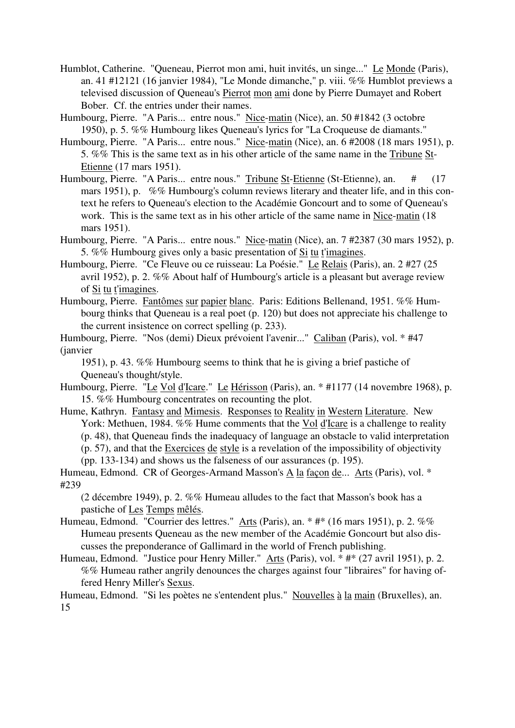Humblot, Catherine. "Queneau, Pierrot mon ami, huit invités, un singe..." Le Monde (Paris), an. 41 #12121 (16 janvier 1984), "Le Monde dimanche," p. viii. %% Humblot previews a televised discussion of Queneau's Pierrot mon ami done by Pierre Dumayet and Robert Bober. Cf. the entries under their names.

Humbourg, Pierre. "A Paris... entre nous." Nice-matin (Nice), an. 50 #1842 (3 octobre 1950), p. 5. %% Humbourg likes Queneau's lyrics for "La Croqueuse de diamants."

Humbourg, Pierre. "A Paris... entre nous." Nice-matin (Nice), an. 6 #2008 (18 mars 1951), p. 5. %% This is the same text as in his other article of the same name in the Tribune St-Etienne (17 mars 1951).

Humbourg, Pierre. "A Paris... entre nous." Tribune St-Etienne (St-Etienne), an. # (17 mars 1951), p. %% Humbourg's column reviews literary and theater life, and in this context he refers to Queneau's election to the Académie Goncourt and to some of Queneau's work. This is the same text as in his other article of the same name in Nice-matin (18 mars 1951).

Humbourg, Pierre. "A Paris... entre nous." Nice-matin (Nice), an. 7 #2387 (30 mars 1952), p. 5. %% Humbourg gives only a basic presentation of Si tu t'imagines.

Humbourg, Pierre. "Ce Fleuve ou ce ruisseau: La Poésie." Le Relais (Paris), an. 2 #27 (25 avril 1952), p. 2. %% About half of Humbourg's article is a pleasant but average review of Si tu t'imagines.

Humbourg, Pierre. Fantômes sur papier blanc. Paris: Editions Bellenand, 1951. %% Humbourg thinks that Queneau is a real poet (p. 120) but does not appreciate his challenge to the current insistence on correct spelling (p. 233).

Humbourg, Pierre. "Nos (demi) Dieux prévoient l'avenir..." Caliban (Paris), vol. * #47 (janvier 1951), p. 43. %% Humbourg seems to think that he is giving a brief pastiche of Queneau's thought/style.

Humbourg, Pierre. "Le Vol d'Icare." Le Hérisson (Paris), an. * #1177 (14 novembre 1968), p. 15. %% Humbourg concentrates on recounting the plot.

Hume, Kathryn. Fantasy and Mimesis. Responses to Reality in Western Literature. New York: Methuen, 1984. %% Hume comments that the Vol d'Icare is a challenge to reality (p. 48), that Queneau finds the inadequacy of language an obstacle to valid interpretation (p. 57), and that the Exercices de style is a revelation of the impossibility of objectivity (pp. 133-134) and shows us the falseness of our assurances (p. 195).

Humeau, Edmond. CR of Georges-Armand Masson's A la façon de... Arts (Paris), vol. * #239 (2 décembre 1949), p. 2. %% Humeau alludes to the fact that Masson's book has a pastiche of Les Temps mêlés.

Humeau, Edmond. "Courrier des lettres." Arts (Paris), an. * #* (16 mars 1951), p. 2. %% Humeau presents Queneau as the new member of the Académie Goncourt but also discusses the preponderance of Gallimard in the world of French publishing.

Humeau, Edmond. "Justice pour Henry Miller." Arts (Paris), vol. * #* (27 avril 1951), p. 2. %% Humeau rather angrily denounces the charges against four "libraires" for having offered Henry Miller's Sexus.

Humeau, Edmond. "Si les poètes ne s'entendent plus." Nouvelles à la main (Bruxelles), an.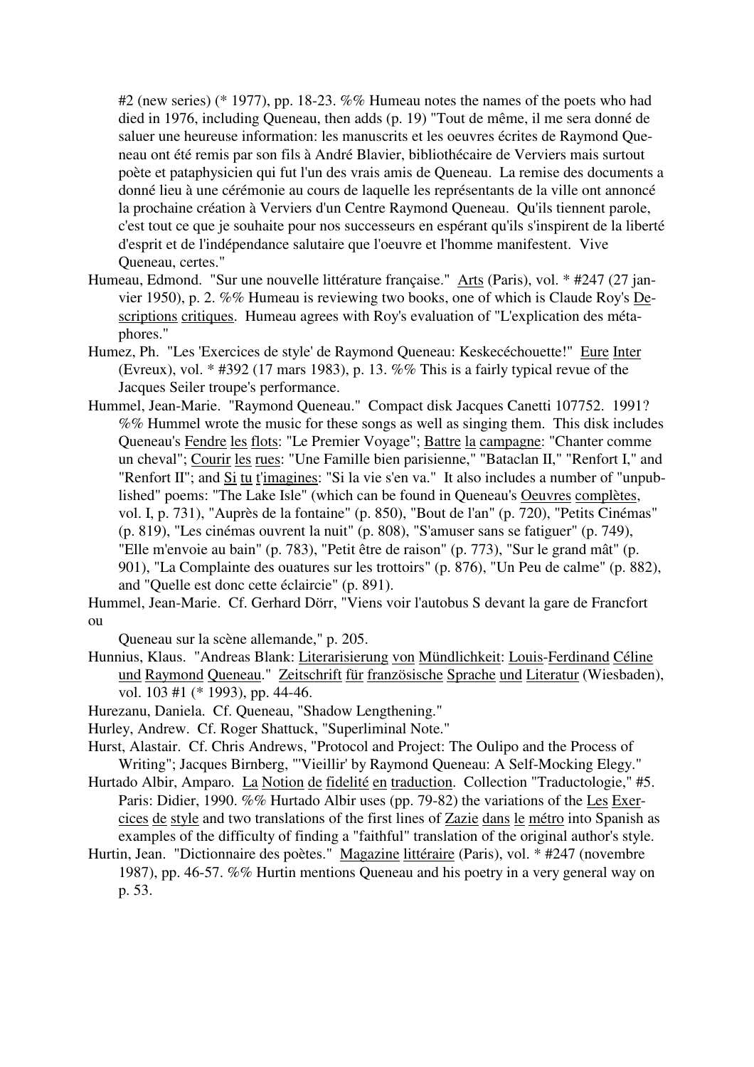#2 (new series) (* 1977), pp. 18-23. %% Humeau notes the names of the poets who had died in 1976, including Queneau, then adds (p. 19) "Tout de même, il me sera donné de saluer une heureuse information: les manuscrits et les oeuvres écrites de Raymond Queneau ont été remis par son fils à André Blavier, bibliothécaire de Verviers mais surtout poète et pataphysicien qui fut l'un des vrais amis de Queneau. La remise des documents a donné lieu à une cérémonie au cours de laquelle les représentants de la ville ont annoncé la prochaine création à Verviers d'un Centre Raymond Queneau. Qu'ils tiennent parole, c'est tout ce que je souhaite pour nos successeurs en espérant qu'ils s'inspirent de la liberté d'esprit et de l'indépendance salutaire que l'oeuvre et l'homme manifestent. Vive Queneau, certes."

Humeau, Edmond. "Sur une nouvelle littérature française." Arts (Paris), vol. * #247 (27 janvier 1950), p. 2. %% Humeau is reviewing two books, one of which is Claude Roy's Descriptions critiques. Humeau agrees with Roy's evaluation of "L'explication des métaphores."

Humez, Ph. "Les 'Exercices de style' de Raymond Queneau: Keskecéchouette!" Eure Inter (Evreux), vol. * #392 (17 mars 1983), p. 13. %% This is a fairly typical revue of the Jacques Seiler troupe's performance.

Hummel, Jean-Marie. "Raymond Queneau." Compact disk Jacques Canetti 107752. 1991? %% Hummel wrote the music for these songs as well as singing them. This disk includes Queneau's Fendre les flots: "Le Premier Voyage"; Battre la campagne: "Chanter comme un cheval"; Courir les rues: "Une Famille bien parisienne," "Bataclan II," "Renfort I," and "Renfort II"; and Si tu t'imagines: "Si la vie s'en va." It also includes a number of "unpublished" poems: "The Lake Isle" (which can be found in Queneau's Oeuvres complètes, vol. I, p. 731), "Auprès de la fontaine" (p. 850), "Bout de l'an" (p. 720), "Petits Cinémas" (p. 819), "Les cinémas ouvrent la nuit" (p. 808), "S'amuser sans se fatiguer" (p. 749), "Elle m'envoie au bain" (p. 783), "Petit être de raison" (p. 773), "Sur le grand mât" (p. 901), "La Complainte des ouatures sur les trottoirs" (p. 876), "Un Peu de calme" (p. 882), and "Quelle est donc cette éclaircie" (p. 891).

Hummel, Jean-Marie. Cf. Gerhard Dörr, "Viens voir l'autobus S devant la gare de Francfort ou Queneau sur la scène allemande," p. 205.

Hunnius, Klaus. "Andreas Blank: Literarisierung von Mündlichkeit: Louis-Ferdinand Céline und Raymond Queneau." Zeitschrift für französische Sprache und Literatur (Wiesbaden), vol. 103 #1 (* 1993), pp. 44-46.

Hurezanu, Daniela. Cf. Queneau, "Shadow Lengthening."

Hurley, Andrew. Cf. Roger Shattuck, "Superliminal Note."

Hurst, Alastair. Cf. Chris Andrews, "Protocol and Project: The Oulipo and the Process of Writing"; Jacques Birnberg, "'Vieillir' by Raymond Queneau: A Self-Mocking Elegy."

Hurtado Albir, Amparo. La Notion de fidelité en traduction. Collection "Traductologie," #5. Paris: Didier, 1990. %% Hurtado Albir uses (pp. 79-82) the variations of the Les Exercices de style and two translations of the first lines of Zazie dans le métro into Spanish as examples of the difficulty of finding a "faithful" translation of the original author's style.

Hurtin, Jean. "Dictionnaire des poètes." Magazine littéraire (Paris), vol. * #247 (novembre 1987), pp. 46-57. %% Hurtin mentions Queneau and his poetry in a very general way on p. 53.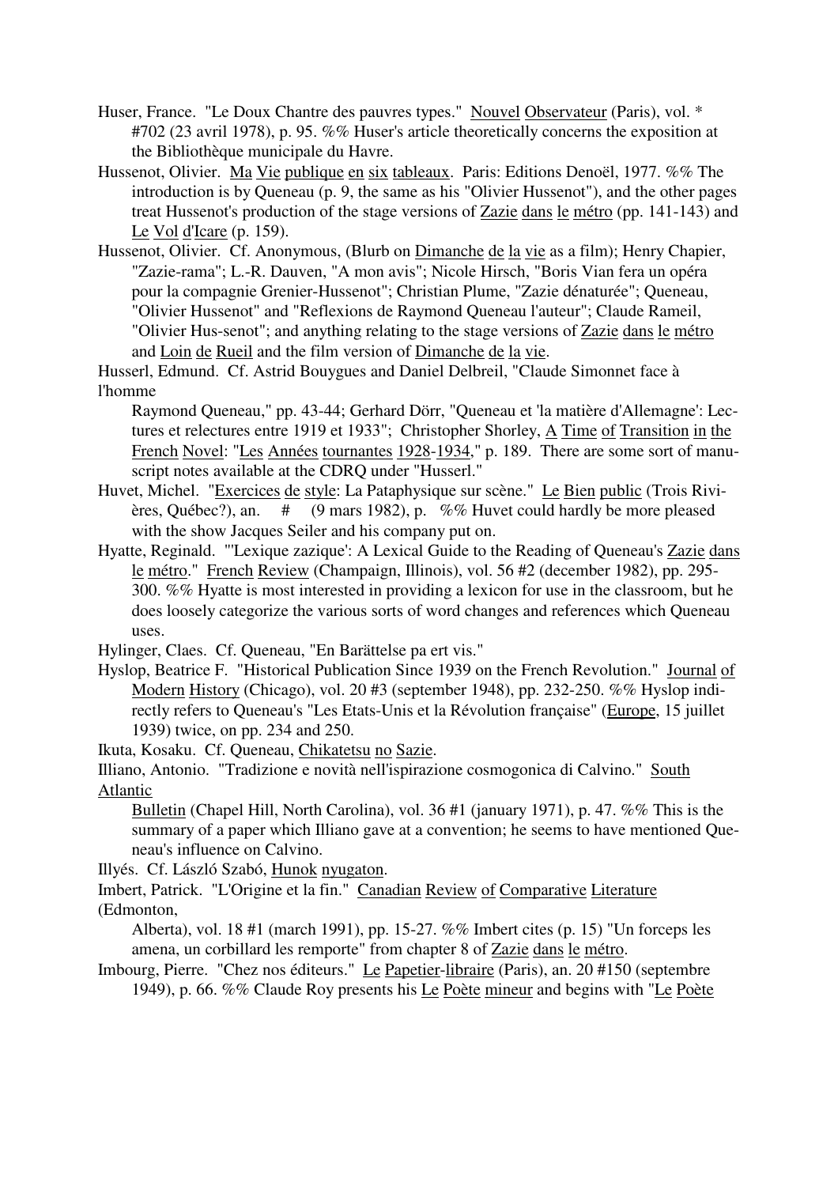Huser, France. "Le Doux Chantre des pauvres types." Nouvel Observateur (Paris), vol. * #702 (23 avril 1978), p. 95. %% Huser's article theoretically concerns the exposition at the Bibliothèque municipale du Havre.

Hussenot, Olivier. Ma Vie publique en six tableaux. Paris: Editions Denoël, 1977. %% The introduction is by Queneau (p. 9, the same as his "Olivier Hussenot"), and the other pages treat Hussenot's production of the stage versions of Zazie dans le métro (pp. 141-143) and Le Vol d'Icare (p. 159).

Hussenot, Olivier. Cf. Anonymous, (Blurb on Dimanche de la vie as a film); Henry Chapier, "Zazie-rama"; L.-R. Dauven, "A mon avis"; Nicole Hirsch, "Boris Vian fera un opéra pour la compagnie Grenier-Hussenot"; Christian Plume, "Zazie dénaturée"; Queneau, "Olivier Hussenot" and "Reflexions de Raymond Queneau l'auteur"; Claude Rameil, "Olivier Hus-senot"; and anything relating to the stage versions of Zazie dans le métro and Loin de Rueil and the film version of Dimanche de la vie.

Husserl, Edmund. Cf. Astrid Bouygues and Daniel Delbreil, "Claude Simonnet face à l'homme Raymond Queneau," pp. 43-44; Gerhard Dörr, "Queneau et 'la matière d'Allemagne': Lectures et relectures entre 1919 et 1933"; Christopher Shorley, A Time of Transition in the French Novel: "Les Années tournantes 1928-1934," p. 189. There are some sort of manuscript notes available at the CDRQ under "Husserl."

Huvet, Michel. "Exercices de style: La Pataphysique sur scène." Le Bien public (Trois Rivières, Québec?), an. # (9 mars 1982), p. %% Huvet could hardly be more pleased with the show Jacques Seiler and his company put on.

Hyatte, Reginald. "'Lexique zazique': A Lexical Guide to the Reading of Queneau's Zazie dans le métro." French Review (Champaign, Illinois), vol. 56 #2 (december 1982), pp. 295-300. %% Hyatte is most interested in providing a lexicon for use in the classroom, but he does loosely categorize the various sorts of word changes and references which Queneau uses.

Hylinger, Claes. Cf. Queneau, "En Barättelse pa ert vis."

Hyslop, Beatrice F. "Historical Publication Since 1939 on the French Revolution." Journal of Modern History (Chicago), vol. 20 #3 (september 1948), pp. 232-250. %% Hyslop indirectly refers to Queneau's "Les Etats-Unis et la Révolution française" (Europe, 15 juillet 1939) twice, on pp. 234 and 250.

Ikuta, Kosaku. Cf. Queneau, Chikatetsu no Sazie.

Illiano, Antonio. "Tradizione e novità nell'ispirazione cosmogonica di Calvino." South Atlantic Bulletin (Chapel Hill, North Carolina), vol. 36 #1 (january 1971), p. 47. %% This is the summary of a paper which Illiano gave at a convention; he seems to have mentioned Queneau's influence on Calvino.

Illyés. Cf. László Szabó, Hunok nyugaton.

Imbert, Patrick. "L'Origine et la fin." Canadian Review of Comparative Literature (Edmonton, Alberta), vol. 18 #1 (march 1991), pp. 15-27. %% Imbert cites (p. 15) "Un forceps les amena, un corbillard les remporte" from chapter 8 of Zazie dans le métro.

Imbourg, Pierre. "Chez nos éditeurs." Le Papetier-libraire (Paris), an. 20 #150 (septembre 1949), p. 66. %% Claude Roy presents his Le Poète mineur and begins with "Le Poète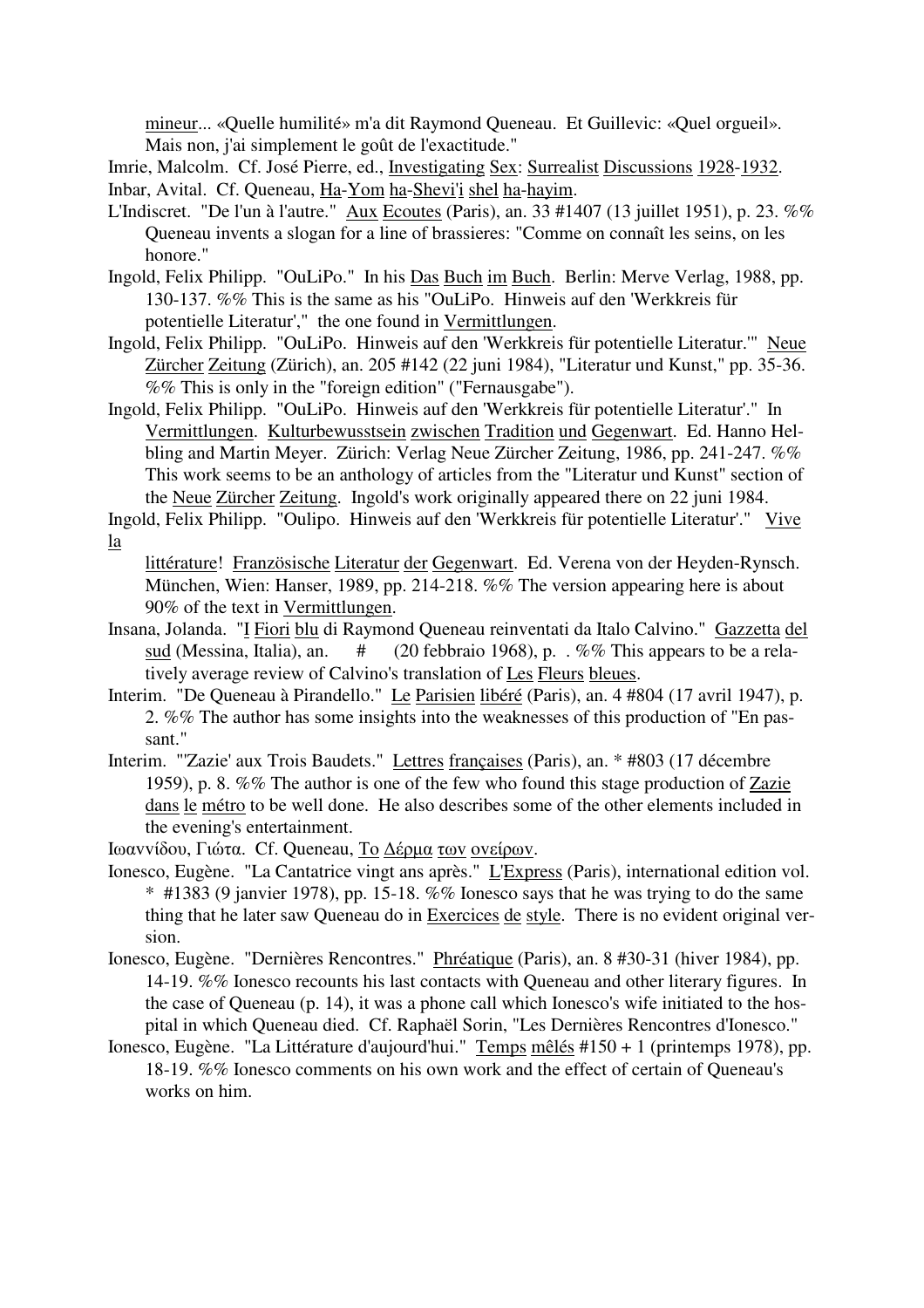mineur... «Quelle humilité» m'a dit Raymond Queneau. Et Guillevic: «Quel orgueil». Mais non, j'ai simplement le goût de l'exactitude."

Imrie, Malcolm. Cf. José Pierre, ed., Investigating Sex: Surrealist Discussions 1928-1932.

Inbar, Avital. Cf. Queneau, Ha-Yom ha-Shevi'i shel ha-hayim.

L'Indiscret. "De l'un à l'autre." Aux Ecoutes (Paris), an. 33 #1407 (13 juillet 1951), p. 23. %% Queneau invents a slogan for a line of brassieres: "Comme on connaît les seins, on les honore."

Ingold, Felix Philipp. "OuLiPo." In his Das Buch im Buch. Berlin: Merve Verlag, 1988, pp. 130-137. %% This is the same as his "OuLiPo. Hinweis auf den 'Werkkreis für potentielle Literatur'," the one found in Vermittlungen.

Ingold, Felix Philipp. "OuLiPo. Hinweis auf den 'Werkkreis für potentielle Literatur.'" Neue Zürcher Zeitung (Zürich), an. 205 #142 (22 juni 1984), "Literatur und Kunst," pp. 35-36. %% This is only in the "foreign edition" ("Fernausgabe").

Ingold, Felix Philipp. "OuLiPo. Hinweis auf den 'Werkkreis für potentielle Literatur'." In Vermittlungen. Kulturbewusstsein zwischen Tradition und Gegenwart. Ed. Hanno Helbling and Martin Meyer. Zürich: Verlag Neue Zürcher Zeitung, 1986, pp. 241-247. %% This work seems to be an anthology of articles from the "Literatur und Kunst" section of the Neue Zürcher Zeitung. Ingold's work originally appeared there on 22 juni 1984.

Ingold, Felix Philipp. "Oulipo. Hinweis auf den 'Werkkreis für potentielle Literatur'." Vive la littérature! Französische Literatur der Gegenwart. Ed. Verena von der Heyden-Rynsch. München, Wien: Hanser, 1989, pp. 214-218. %% The version appearing here is about 90% of the text in Vermittlungen.

Insana, Jolanda. "I Fiori blu di Raymond Queneau reinventati da Italo Calvino." Gazzetta del sud (Messina, Italia), an. # (20 febbraio 1968), p. . %% This appears to be a relatively average review of Calvino's translation of Les Fleurs bleues.

Interim. "De Queneau à Pirandello." Le Parisien libéré (Paris), an. 4 #804 (17 avril 1947), p. 2. %% The author has some insights into the weaknesses of this production of "En passant."

Interim. "'Zazie' aux Trois Baudets." Lettres françaises (Paris), an. * #803 (17 décembre 1959), p. 8. %% The author is one of the few who found this stage production of Zazie dans le métro to be well done. He also describes some of the other elements included in the evening's entertainment.

Ιωαννίδου, Γιώτα. Cf. Queneau, Το Δέρμα των ονείρων.

Ionesco, Eugène. "La Cantatrice vingt ans après." L'Express (Paris), international edition vol. * #1383 (9 janvier 1978), pp. 15-18. %% Ionesco says that he was trying to do the same thing that he later saw Queneau do in Exercices de style. There is no evident original version.

Ionesco, Eugène. "Dernières Rencontres." Phréatique (Paris), an. 8 #30-31 (hiver 1984), pp. 14-19. %% Ionesco recounts his last contacts with Queneau and other literary figures. In the case of Queneau (p. 14), it was a phone call which Ionesco's wife initiated to the hospital in which Queneau died. Cf. Raphaël Sorin, "Les Dernières Rencontres d'Ionesco."

Ionesco, Eugène. "La Littérature d'aujourd'hui." Temps mêlés #150 + 1 (printemps 1978), pp. 18-19. %% Ionesco comments on his own work and the effect of certain of Queneau's works on him.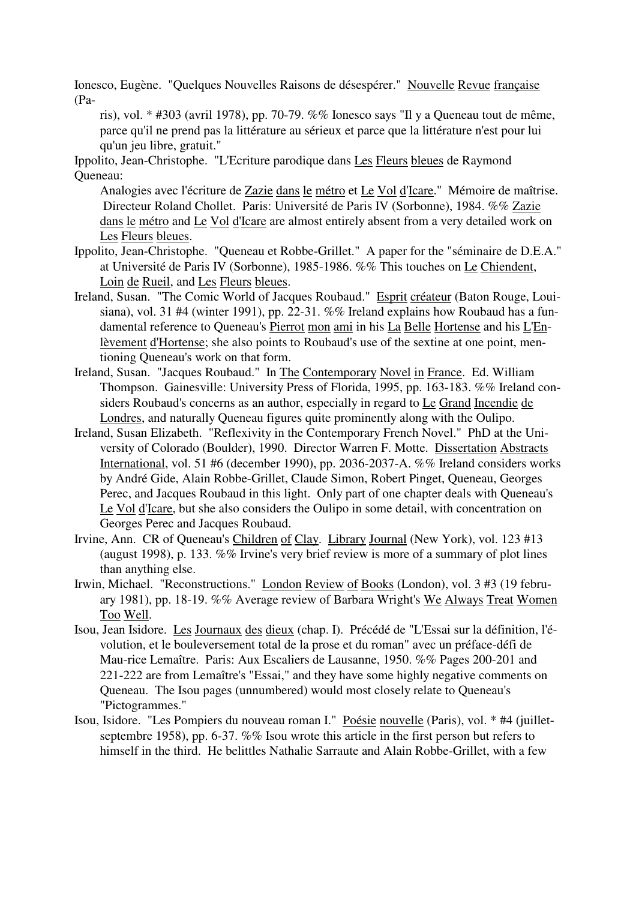Ionesco, Eugène. "Quelques Nouvelles Raisons de désespérer." Nouvelle Revue française (Paris), vol. * #303 (avril 1978), pp. 70-79. %% Ionesco says "Il y a Queneau tout de même, parce qu'il ne prend pas la littérature au sérieux et parce que la littérature n'est pour lui qu'un jeu libre, gratuit."

Ippolito, Jean-Christophe. "L'Ecriture parodique dans Les Fleurs bleues de Raymond Queneau: Analogies avec l'écriture de Zazie dans le métro et Le Vol d'Icare." Mémoire de maîtrise. Directeur Roland Chollet. Paris: Université de Paris IV (Sorbonne), 1984. %% Zazie dans le métro and Le Vol d'Icare are almost entirely absent from a very detailed work on Les Fleurs bleues.

Ippolito, Jean-Christophe. "Queneau et Robbe-Grillet." A paper for the "séminaire de D.E.A." at Université de Paris IV (Sorbonne), 1985-1986. %% This touches on Le Chiendent, Loin de Rueil, and Les Fleurs bleues.

Ireland, Susan. "The Comic World of Jacques Roubaud." Esprit créateur (Baton Rouge, Louisiana), vol. 31 #4 (winter 1991), pp. 22-31. %% Ireland explains how Roubaud has a fundamental reference to Queneau's Pierrot mon ami in his La Belle Hortense and his L'Enlèvement d'Hortense; she also points to Roubaud's use of the sextine at one point, mentioning Queneau's work on that form.

Ireland, Susan. "Jacques Roubaud." In The Contemporary Novel in France. Ed. William Thompson. Gainesville: University Press of Florida, 1995, pp. 163-183. %% Ireland considers Roubaud's concerns as an author, especially in regard to Le Grand Incendie de Londres, and naturally Queneau figures quite prominently along with the Oulipo.

Ireland, Susan Elizabeth. "Reflexivity in the Contemporary French Novel." PhD at the University of Colorado (Boulder), 1990. Director Warren F. Motte. Dissertation Abstracts International, vol. 51 #6 (december 1990), pp. 2036-2037-A. %% Ireland considers works by André Gide, Alain Robbe-Grillet, Claude Simon, Robert Pinget, Queneau, Georges Perec, and Jacques Roubaud in this light. Only part of one chapter deals with Queneau's Le Vol d'Icare, but she also considers the Oulipo in some detail, with concentration on Georges Perec and Jacques Roubaud.

Irvine, Ann. CR of Queneau's Children of Clay. Library Journal (New York), vol. 123 #13 (august 1998), p. 133. %% Irvine's very brief review is more of a summary of plot lines than anything else.

Irwin, Michael. "Reconstructions." London Review of Books (London), vol. 3 #3 (19 february 1981), pp. 18-19. %% Average review of Barbara Wright's We Always Treat Women Too Well.

Isou, Jean Isidore. Les Journaux des dieux (chap. I). Précédé de "L'Essai sur la définition, l'évolution, et le bouleversement total de la prose et du roman" avec un préface-défi de Mau-rice Lemaître. Paris: Aux Escaliers de Lausanne, 1950. %% Pages 200-201 and 221-222 are from Lemaître's "Essai," and they have some highly negative comments on Queneau. The Isou pages (unnumbered) would most closely relate to Queneau's "Pictogrammes."

Isou, Isidore. "Les Pompiers du nouveau roman I." Poésie nouvelle (Paris), vol. * #4 (juillet-septembre 1958), pp. 6-37. %% Isou wrote this article in the first person but refers to himself in the third. He belittles Nathalie Sarraute and Alain Robbe-Grillet, with a few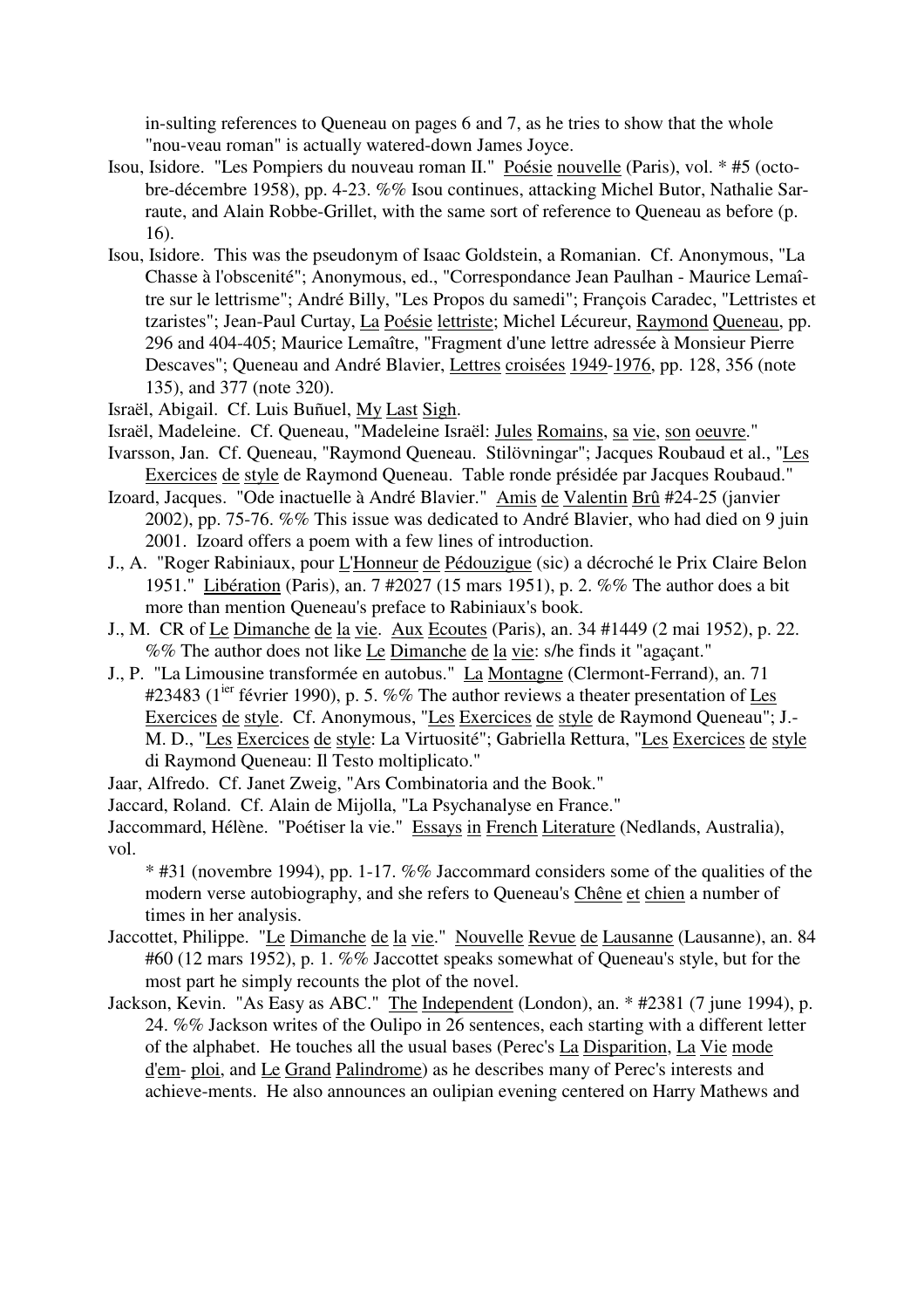in-sulting references to Queneau on pages 6 and 7, as he tries to show that the whole "nou-veau roman" is actually watered-down James Joyce.

Isou, Isidore. "Les Pompiers du nouveau roman II." Poésie nouvelle (Paris), vol. * #5 (octo-bre-décembre 1958), pp. 4-23. %% Isou continues, attacking Michel Butor, Nathalie Sar-raute, and Alain Robbe-Grillet, with the same sort of reference to Queneau as before (p. 16).

Isou, Isidore. This was the pseudonym of Isaac Goldstein, a Romanian. Cf. Anonymous, "La Chasse à l'obscenité"; Anonymous, ed., "Correspondance Jean Paulhan - Maurice Lemaî-tre sur le lettrisme"; André Billy, "Les Propos du samedi"; François Caradec, "Lettristes et tzaristes"; Jean-Paul Curtay, La Poésie lettriste; Michel Lécureur, Raymond Queneau, pp. 296 and 404-405; Maurice Lemaître, "Fragment d'une lettre adressée à Monsieur Pierre Descaves"; Queneau and André Blavier, Lettres croisées 1949-1976, pp. 128, 356 (note 135), and 377 (note 320).

Israël, Abigail. Cf. Luis Buñuel, My Last Sigh.

Israël, Madeleine. Cf. Queneau, "Madeleine Israël: Jules Romains, sa vie, son oeuvre."

Ivarsson, Jan. Cf. Queneau, "Raymond Queneau. Stilövningar"; Jacques Roubaud et al., "Les Exercices de style de Raymond Queneau. Table ronde présidée par Jacques Roubaud."

Izoard, Jacques. "Ode inactuelle à André Blavier." Amis de Valentin Brû #24-25 (janvier 2002), pp. 75-76. %% This issue was dedicated to André Blavier, who had died on 9 juin 2001. Izoard offers a poem with a few lines of introduction.

J., A. "Roger Rabiniaux, pour L'Honneur de Pédouzigue (sic) a décroché le Prix Claire Belon 1951." Libération (Paris), an. 7 #2027 (15 mars 1951), p. 2. %% The author does a bit more than mention Queneau's preface to Rabiniaux's book.

J., M. CR of Le Dimanche de la vie. Aux Ecoutes (Paris), an. 34 #1449 (2 mai 1952), p. 22. %% The author does not like Le Dimanche de la vie: s/he finds it "agaçant."

J., P. "La Limousine transformée en autobus." La Montagne (Clermont-Ferrand), an. 71 #23483 (1ier février 1990), p. 5. %% The author reviews a theater presentation of Les Exercices de style. Cf. Anonymous, "Les Exercices de style de Raymond Queneau"; J.-M. D., "Les Exercices de style: La Virtuosité"; Gabriella Rettura, "Les Exercices de style di Raymond Queneau: Il Testo moltiplicato."

Jaar, Alfredo. Cf. Janet Zweig, "Ars Combinatoria and the Book."

Jaccard, Roland. Cf. Alain de Mijolla, "La Psychanalyse en France."

Jaccommard, Hélène. "Poétiser la vie." Essays in French Literature (Nedlands, Australia), vol. * #31 (novembre 1994), pp. 1-17. %% Jaccommard considers some of the qualities of the modern verse autobiography, and she refers to Queneau's Chêne et chien a number of times in her analysis.

Jaccottet, Philippe. "Le Dimanche de la vie." Nouvelle Revue de Lausanne (Lausanne), an. 84 #60 (12 mars 1952), p. 1. %% Jaccottet speaks somewhat of Queneau's style, but for the most part he simply recounts the plot of the novel.

Jackson, Kevin. "As Easy as ABC." The Independent (London), an. * #2381 (7 june 1994), p. 24. %% Jackson writes of the Oulipo in 26 sentences, each starting with a different letter of the alphabet. He touches all the usual bases (Perec's La Disparition, La Vie mode d'em- ploi, and Le Grand Palindrome) as he describes many of Perec's interests and achieve-ments. He also announces an oulipian evening centered on Harry Mathews and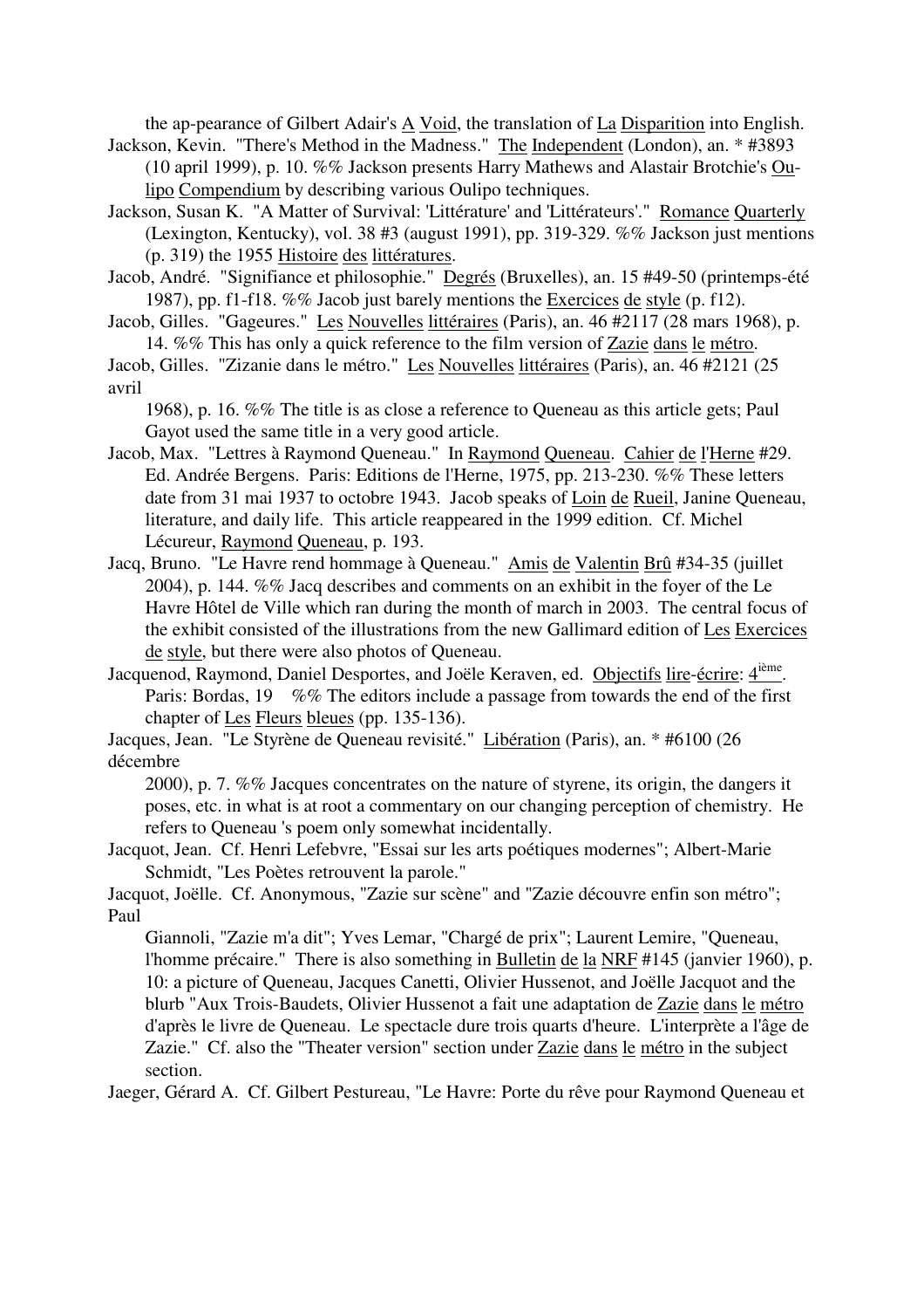the ap-pearance of Gilbert Adair's A Void, the translation of La Disparition into English.

Jackson, Kevin. "There's Method in the Madness." The Independent (London), an. * #3893 (10 april 1999), p. 10. %% Jackson presents Harry Mathews and Alastair Brotchie's Oulipo Compendium by describing various Oulipo techniques.

Jackson, Susan K. "A Matter of Survival: 'Littérature' and 'Littérateurs'." Romance Quarterly (Lexington, Kentucky), vol. 38 #3 (august 1991), pp. 319-329. %% Jackson just mentions (p. 319) the 1955 Histoire des littératures.

Jacob, André. "Signifiance et philosophie." Degrés (Bruxelles), an. 15 #49-50 (printemps-été 1987), pp. f1-f18. %% Jacob just barely mentions the Exercices de style (p. f12).

Jacob, Gilles. "Gageures." Les Nouvelles littéraires (Paris), an. 46 #2117 (28 mars 1968), p. 14. %% This has only a quick reference to the film version of Zazie dans le métro.

Jacob, Gilles. "Zizanie dans le métro." Les Nouvelles littéraires (Paris), an. 46 #2121 (25 avril 1968), p. 16. %% The title is as close a reference to Queneau as this article gets; Paul Gayot used the same title in a very good article.

Jacob, Max. "Lettres à Raymond Queneau." In Raymond Queneau. Cahier de l'Herne #29. Ed. Andrée Bergens. Paris: Editions de l'Herne, 1975, pp. 213-230. %% These letters date from 31 mai 1937 to octobre 1943. Jacob speaks of Loin de Rueil, Janine Queneau, literature, and daily life. This article reappeared in the 1999 edition. Cf. Michel Lécureur, Raymond Queneau, p. 193.

Jacq, Bruno. "Le Havre rend hommage à Queneau." Amis de Valentin Brû #34-35 (juillet 2004), p. 144. %% Jacq describes and comments on an exhibit in the foyer of the Le Havre Hôtel de Ville which ran during the month of march in 2003. The central focus of the exhibit consisted of the illustrations from the new Gallimard edition of Les Exercices de style, but there were also photos of Queneau.

Jacquenod, Raymond, Daniel Desportes, and Joëlle Keraven, ed. Objectifs lire-écrire: 4ième. Paris: Bordas, 19 %% The editors include a passage from towards the end of the first chapter of Les Fleurs bleues (pp. 135-136).

Jacques, Jean. "Le Styrène de Queneau revisité." Libération (Paris), an. * #6100 (26 décembre 2000), p. 7. %% Jacques concentrates on the nature of styrene, its origin, the dangers it poses, etc. in what is at root a commentary on our changing perception of chemistry. He refers to Queneau 's poem only somewhat incidentally.

Jacquot, Jean. Cf. Henri Lefebvre, "Essai sur les arts poétiques modernes"; Albert-Marie Schmidt, "Les Poètes retrouvent la parole."

Jacquot, Joëlle. Cf. Anonymous, "Zazie sur scène" and "Zazie découvre enfin son métro"; Paul Giannoli, "Zazie m'a dit"; Yves Lemar, "Chargé de prix"; Laurent Lemire, "Queneau, l'homme précaire." There is also something in Bulletin de la NRF #145 (janvier 1960), p. 10: a picture of Queneau, Jacques Canetti, Olivier Hussenot, and Joëlle Jacquot and the blurb "Aux Trois-Baudets, Olivier Hussenot a fait une adaptation de Zazie dans le métro d'après le livre de Queneau. Le spectacle dure trois quarts d'heure. L'interprète a l'âge de Zazie." Cf. also the "Theater version" section under Zazie dans le métro in the subject section.

Jaeger, Gérard A. Cf. Gilbert Pestureau, "Le Havre: Porte du rêve pour Raymond Queneau et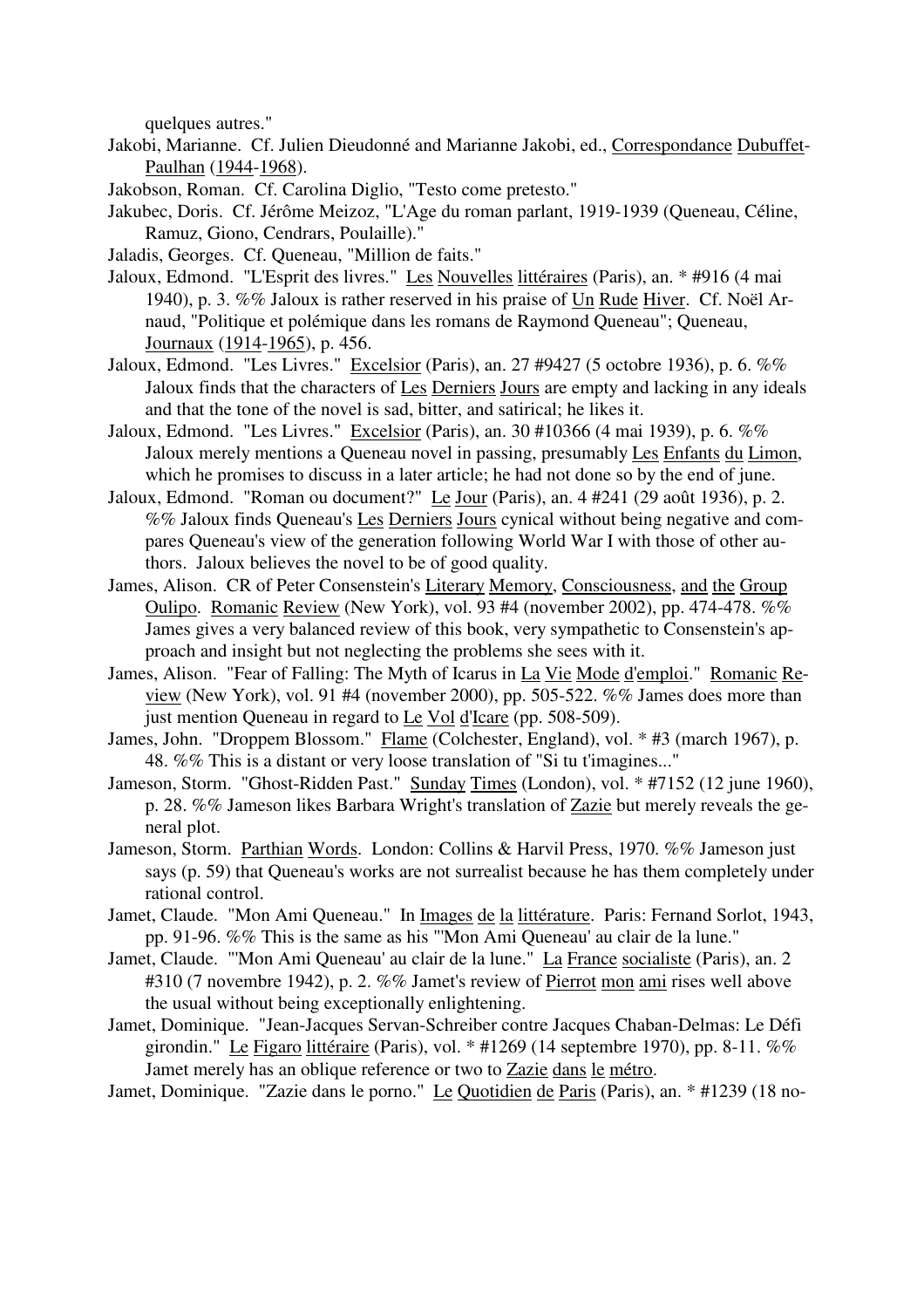quelques autres."

Jakobi, Marianne. Cf. Julien Dieudonné and Marianne Jakobi, ed., Correspondance Dubuffet-Paulhan (1944-1968).

Jakobson, Roman. Cf. Carolina Diglio, "Testo come pretesto."

Jakubec, Doris. Cf. Jérôme Meizoz, "L'Age du roman parlant, 1919-1939 (Queneau, Céline, Ramuz, Giono, Cendrars, Poulaille)."

Jaladis, Georges. Cf. Queneau, "Million de faits."

Jaloux, Edmond. "L'Esprit des livres." Les Nouvelles littéraires (Paris), an. * #916 (4 mai 1940), p. 3. %% Jaloux is rather reserved in his praise of Un Rude Hiver. Cf. Noël Arnaud, "Politique et polémique dans les romans de Raymond Queneau"; Queneau, Journaux (1914-1965), p. 456.

Jaloux, Edmond. "Les Livres." Excelsior (Paris), an. 27 #9427 (5 octobre 1936), p. 6. %% Jaloux finds that the characters of Les Derniers Jours are empty and lacking in any ideals and that the tone of the novel is sad, bitter, and satirical; he likes it.

Jaloux, Edmond. "Les Livres." Excelsior (Paris), an. 30 #10366 (4 mai 1939), p. 6. %% Jaloux merely mentions a Queneau novel in passing, presumably Les Enfants du Limon, which he promises to discuss in a later article; he had not done so by the end of june.

Jaloux, Edmond. "Roman ou document?" Le Jour (Paris), an. 4 #241 (29 août 1936), p. 2. %% Jaloux finds Queneau's Les Derniers Jours cynical without being negative and compares Queneau's view of the generation following World War I with those of other authors. Jaloux believes the novel to be of good quality.

James, Alison. CR of Peter Consenstein's Literary Memory, Consciousness, and the Group Oulipo. Romanic Review (New York), vol. 93 #4 (november 2002), pp. 474-478. %% James gives a very balanced review of this book, very sympathetic to Consenstein's approach and insight but not neglecting the problems she sees with it.

James, Alison. "Fear of Falling: The Myth of Icarus in La Vie Mode d'emploi." Romanic Review (New York), vol. 91 #4 (november 2000), pp. 505-522. %% James does more than just mention Queneau in regard to Le Vol d'Icare (pp. 508-509).

James, John. "Droppem Blossom." Flame (Colchester, England), vol. * #3 (march 1967), p. 48. %% This is a distant or very loose translation of "Si tu t'imagines..."

Jameson, Storm. "Ghost-Ridden Past." Sunday Times (London), vol. * #7152 (12 june 1960), p. 28. %% Jameson likes Barbara Wright's translation of Zazie but merely reveals the general plot.

Jameson, Storm. Parthian Words. London: Collins & Harvil Press, 1970. %% Jameson just says (p. 59) that Queneau's works are not surrealist because he has them completely under rational control.

Jamet, Claude. "Mon Ami Queneau." In Images de la littérature. Paris: Fernand Sorlot, 1943, pp. 91-96. %% This is the same as his "'Mon Ami Queneau' au clair de la lune."

Jamet, Claude. "'Mon Ami Queneau' au clair de la lune." La France socialiste (Paris), an. 2 #310 (7 novembre 1942), p. 2. %% Jamet's review of Pierrot mon ami rises well above the usual without being exceptionally enlightening.

Jamet, Dominique. "Jean-Jacques Servan-Schreiber contre Jacques Chaban-Delmas: Le Défi girondin." Le Figaro littéraire (Paris), vol. * #1269 (14 septembre 1970), pp. 8-11. %% Jamet merely has an oblique reference or two to Zazie dans le métro.

Jamet, Dominique. "Zazie dans le porno." Le Quotidien de Paris (Paris), an. * #1239 (18 no-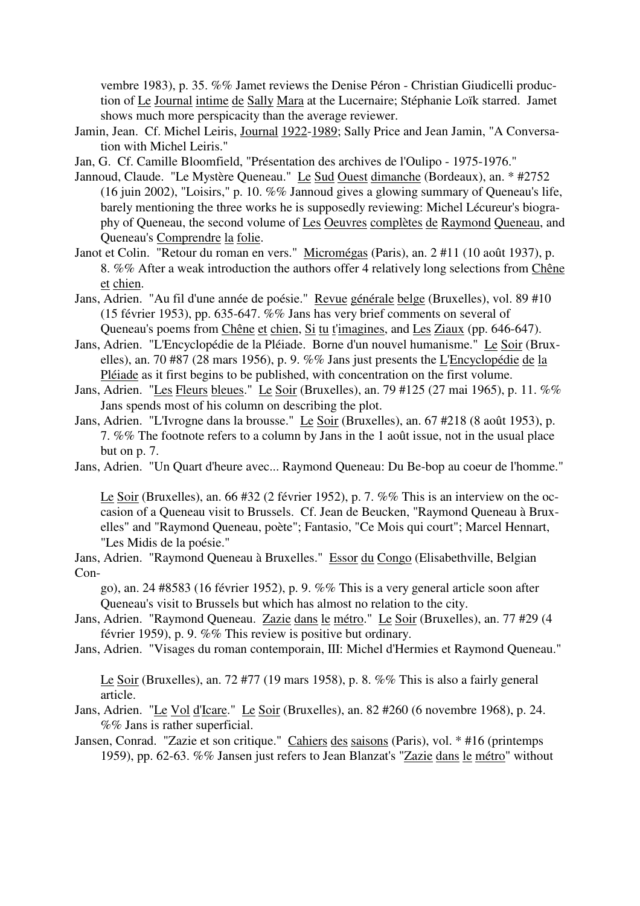vembre 1983), p. 35. %% Jamet reviews the Denise Péron - Christian Giudicelli production of Le Journal intime de Sally Mara at the Lucernaire; Stéphanie Loïk starred. Jamet shows much more perspicacity than the average reviewer.

Jamin, Jean. Cf. Michel Leiris, Journal 1922-1989; Sally Price and Jean Jamin, "A Conversation with Michel Leiris."

Jan, G. Cf. Camille Bloomfield, "Présentation des archives de l'Oulipo - 1975-1976."

Jannoud, Claude. "Le Mystère Queneau." Le Sud Ouest dimanche (Bordeaux), an. * #2752 (16 juin 2002), "Loisirs," p. 10. %% Jannoud gives a glowing summary of Queneau's life, barely mentioning the three works he is supposedly reviewing: Michel Lécureur's biography of Queneau, the second volume of Les Oeuvres complètes de Raymond Queneau, and Queneau's Comprendre la folie.

Janot et Colin. "Retour du roman en vers." Micromégas (Paris), an. 2 #11 (10 août 1937), p. 8. %% After a weak introduction the authors offer 4 relatively long selections from Chêne et chien.

Jans, Adrien. "Au fil d'une année de poésie." Revue générale belge (Bruxelles), vol. 89 #10 (15 février 1953), pp. 635-647. %% Jans has very brief comments on several of Queneau's poems from Chêne et chien, Si tu t'imagines, and Les Ziaux (pp. 646-647).

Jans, Adrien. "L'Encyclopédie de la Pléiade. Borne d'un nouvel humanisme." Le Soir (Bruxelles), an. 70 #87 (28 mars 1956), p. 9. %% Jans just presents the L'Encyclopédie de la Pléiade as it first begins to be published, with concentration on the first volume.

Jans, Adrien. "Les Fleurs bleues." Le Soir (Bruxelles), an. 79 #125 (27 mai 1965), p. 11. %% Jans spends most of his column on describing the plot.

Jans, Adrien. "L'Ivrogne dans la brousse." Le Soir (Bruxelles), an. 67 #218 (8 août 1953), p. 7. %% The footnote refers to a column by Jans in the 1 août issue, not in the usual place but on p. 7.

Jans, Adrien. "Un Quart d'heure avec... Raymond Queneau: Du Be-bop au coeur de l'homme." Le Soir (Bruxelles), an. 66 #32 (2 février 1952), p. 7. %% This is an interview on the occasion of a Queneau visit to Brussels. Cf. Jean de Beucken, "Raymond Queneau à Bruxelles" and "Raymond Queneau, poète"; Fantasio, "Ce Mois qui court"; Marcel Hennart, "Les Midis de la poésie."

Jans, Adrien. "Raymond Queneau à Bruxelles." Essor du Congo (Elisabethville, Belgian Congo), an. 24 #8583 (16 février 1952), p. 9. %% This is a very general article soon after Queneau's visit to Brussels but which has almost no relation to the city.

Jans, Adrien. "Raymond Queneau. Zazie dans le métro." Le Soir (Bruxelles), an. 77 #29 (4 février 1959), p. 9. %% This review is positive but ordinary.

Jans, Adrien. "Visages du roman contemporain, III: Michel d'Hermies et Raymond Queneau." Le Soir (Bruxelles), an. 72 #77 (19 mars 1958), p. 8. %% This is also a fairly general article.

Jans, Adrien. "Le Vol d'Icare." Le Soir (Bruxelles), an. 82 #260 (6 novembre 1968), p. 24. %% Jans is rather superficial.

Jansen, Conrad. "Zazie et son critique." Cahiers des saisons (Paris), vol. * #16 (printemps 1959), pp. 62-63. %% Jansen just refers to Jean Blanzat's "Zazie dans le métro" without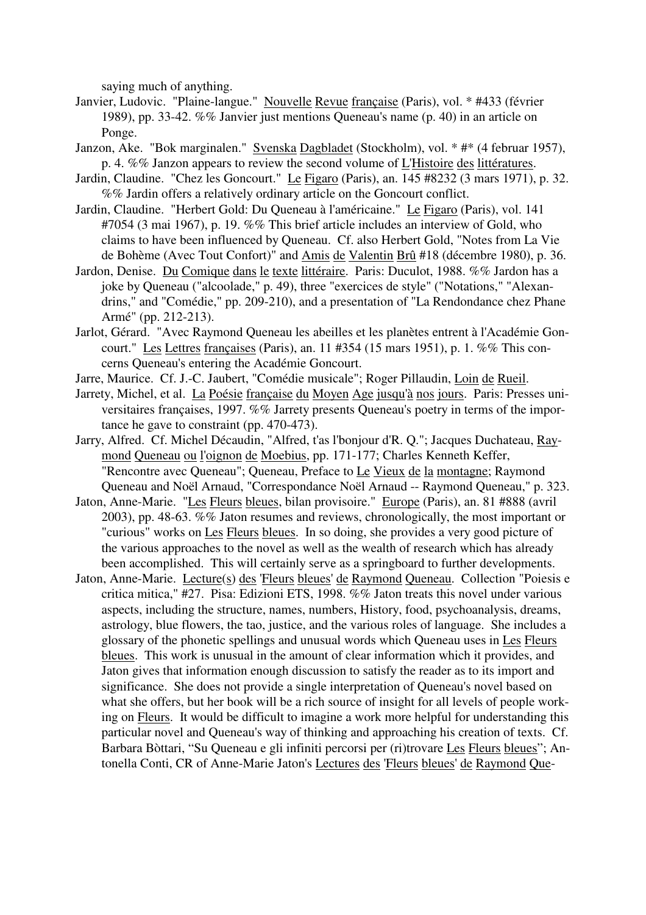saying much of anything.

Janvier, Ludovic. "Plaine-langue." Nouvelle Revue française (Paris), vol. * #433 (février 1989), pp. 33-42. %% Janvier just mentions Queneau's name (p. 40) in an article on Ponge.

Janzon, Ake. "Bok marginalen." Svenska Dagbladet (Stockholm), vol. * #* (4 februar 1957), p. 4. %% Janzon appears to review the second volume of L'Histoire des littératures.

Jardin, Claudine. "Chez les Goncourt." Le Figaro (Paris), an. 145 #8232 (3 mars 1971), p. 32. %% Jardin offers a relatively ordinary article on the Goncourt conflict.

Jardin, Claudine. "Herbert Gold: Du Queneau à l'américaine." Le Figaro (Paris), vol. 141 #7054 (3 mai 1967), p. 19. %% This brief article includes an interview of Gold, who claims to have been influenced by Queneau. Cf. also Herbert Gold, "Notes from La Vie de Bohème (Avec Tout Confort)" and Amis de Valentin Brû #18 (décembre 1980), p. 36.

Jardon, Denise. Du Comique dans le texte littéraire. Paris: Duculot, 1988. %% Jardon has a joke by Queneau ("alcoolade," p. 49), three "exercices de style" ("Notations," "Alexandrins," and "Comédie," pp. 209-210), and a presentation of "La Rendondance chez Phane Armé" (pp. 212-213).

Jarlot, Gérard. "Avec Raymond Queneau les abeilles et les planètes entrent à l'Académie Goncourt." Les Lettres françaises (Paris), an. 11 #354 (15 mars 1951), p. 1. %% This concerns Queneau's entering the Académie Goncourt.

Jarre, Maurice. Cf. J.-C. Jaubert, "Comédie musicale"; Roger Pillaudin, Loin de Rueil.

Jarrety, Michel, et al. La Poésie française du Moyen Age jusqu'à nos jours. Paris: Presses universitaires françaises, 1997. %% Jarrety presents Queneau's poetry in terms of the importance he gave to constraint (pp. 470-473).

Jarry, Alfred. Cf. Michel Décaudin, "Alfred, t'as l'bonjour d'R. Q."; Jacques Duchateau, Raymond Queneau ou l'oignon de Moebius, pp. 171-177; Charles Kenneth Keffer, "Rencontre avec Queneau"; Queneau, Preface to Le Vieux de la montagne; Raymond Queneau and Noël Arnaud, "Correspondance Noël Arnaud -- Raymond Queneau," p. 323.

Jaton, Anne-Marie. "Les Fleurs bleues, bilan provisoire." Europe (Paris), an. 81 #888 (avril 2003), pp. 48-63. %% Jaton resumes and reviews, chronologically, the most important or "curious" works on Les Fleurs bleues. In so doing, she provides a very good picture of the various approaches to the novel as well as the wealth of research which has already been accomplished. This will certainly serve as a springboard to further developments.

Jaton, Anne-Marie. Lecture(s) des 'Fleurs bleues' de Raymond Queneau. Collection "Poiesis e critica mitica," #27. Pisa: Edizioni ETS, 1998. %% Jaton treats this novel under various aspects, including the structure, names, numbers, History, food, psychoanalysis, dreams, astrology, blue flowers, the tao, justice, and the various roles of language. She includes a glossary of the phonetic spellings and unusual words which Queneau uses in Les Fleurs bleues. This work is unusual in the amount of clear information which it provides, and Jaton gives that information enough discussion to satisfy the reader as to its import and significance. She does not provide a single interpretation of Queneau's novel based on what she offers, but her book will be a rich source of insight for all levels of people working on Fleurs. It would be difficult to imagine a work more helpful for understanding this particular novel and Queneau's way of thinking and approaching his creation of texts. Cf. Barbara Bòttari, "Su Queneau e gli infiniti percorsi per (ri)trovare Les Fleurs bleues"; Antonella Conti, CR of Anne-Marie Jaton's Lectures des 'Fleurs bleues' de Raymond Que-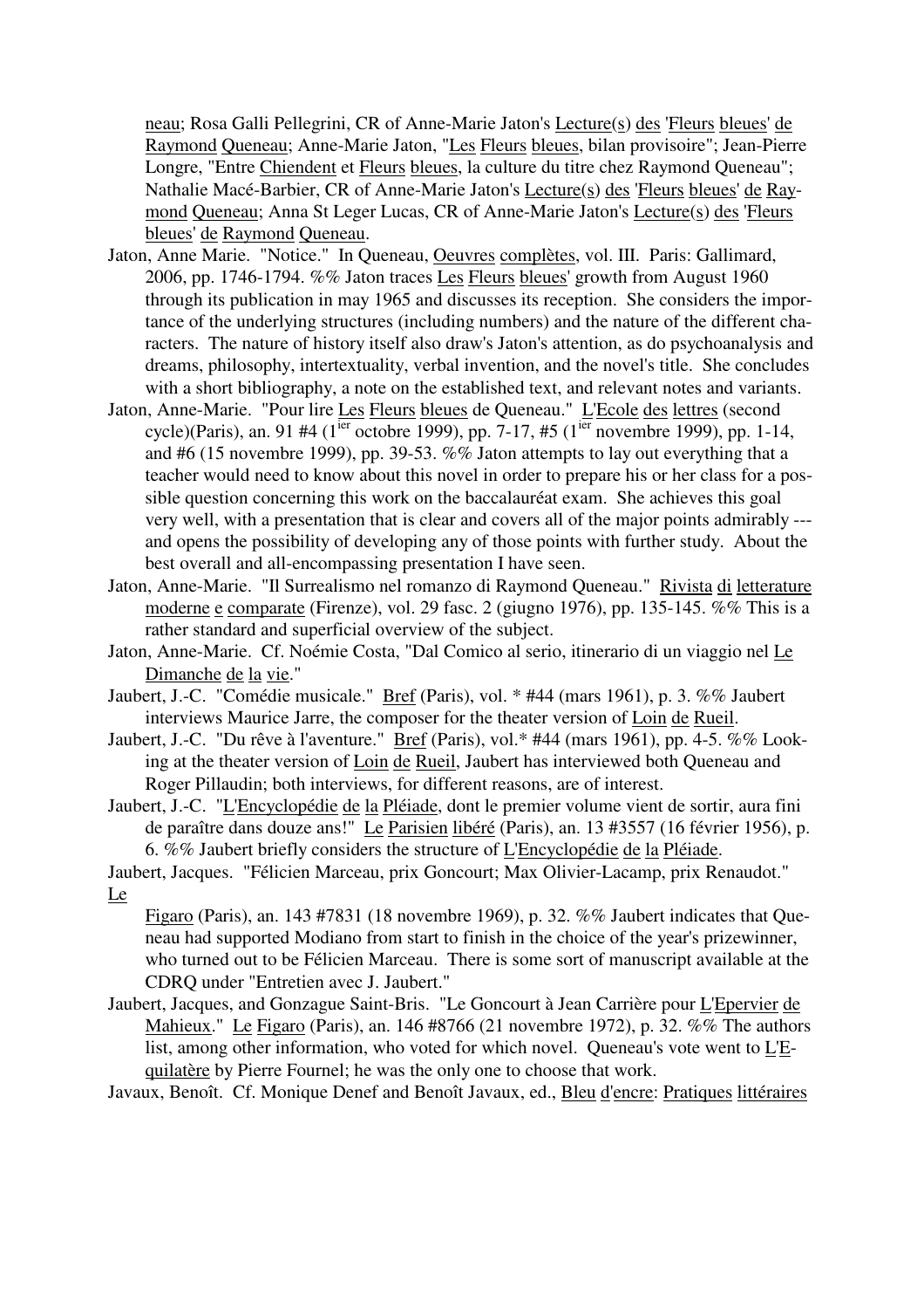neau; Rosa Galli Pellegrini, CR of Anne-Marie Jaton's Lecture(s) des 'Fleurs bleues' de Raymond Queneau; Anne-Marie Jaton, "Les Fleurs bleues, bilan provisoire"; Jean-Pierre Longre, "Entre Chiendent et Fleurs bleues, la culture du titre chez Raymond Queneau"; Nathalie Macé-Barbier, CR of Anne-Marie Jaton's Lecture(s) des 'Fleurs bleues' de Raymond Queneau; Anna St Leger Lucas, CR of Anne-Marie Jaton's Lecture(s) des 'Fleurs bleues' de Raymond Queneau.

Jaton, Anne Marie. "Notice." In Queneau, Oeuvres complètes, vol. III. Paris: Gallimard, 2006, pp. 1746-1794. %% Jaton traces Les Fleurs bleues' growth from August 1960 through its publication in may 1965 and discusses its reception. She considers the importance of the underlying structures (including numbers) and the nature of the different characters. The nature of history itself also draw's Jaton's attention, as do psychoanalysis and dreams, philosophy, intertextuality, verbal invention, and the novel's title. She concludes with a short bibliography, a note on the established text, and relevant notes and variants.

Jaton, Anne-Marie. "Pour lire Les Fleurs bleues de Queneau." L'Ecole des lettres (second cycle)(Paris), an. 91 #4 (1[ier] octobre 1999), pp. 7-17, #5 (1[ier] novembre 1999), pp. 1-14, and #6 (15 novembre 1999), pp. 39-53. %% Jaton attempts to lay out everything that a teacher would need to know about this novel in order to prepare his or her class for a possible question concerning this work on the baccalauréat exam. She achieves this goal very well, with a presentation that is clear and covers all of the major points admirably --- and opens the possibility of developing any of those points with further study. About the best overall and all-encompassing presentation I have seen.

Jaton, Anne-Marie. "Il Surrealismo nel romanzo di Raymond Queneau." Rivista di letterature moderne e comparate (Firenze), vol. 29 fasc. 2 (giugno 1976), pp. 135-145. %% This is a rather standard and superficial overview of the subject.

Jaton, Anne-Marie. Cf. Noémie Costa, "Dal Comico al serio, itinerario di un viaggio nel Le Dimanche de la vie."

Jaubert, J.-C. "Comédie musicale." Bref (Paris), vol. * #44 (mars 1961), p. 3. %% Jaubert interviews Maurice Jarre, the composer for the theater version of Loin de Rueil.

Jaubert, J.-C. "Du rêve à l'aventure." Bref (Paris), vol.* #44 (mars 1961), pp. 4-5. %% Looking at the theater version of Loin de Rueil, Jaubert has interviewed both Queneau and Roger Pillaudin; both interviews, for different reasons, are of interest.

Jaubert, J.-C. "L'Encyclopédie de la Pléiade, dont le premier volume vient de sortir, aura fini de paraître dans douze ans!" Le Parisien libéré (Paris), an. 13 #3557 (16 février 1956), p. 6. %% Jaubert briefly considers the structure of L'Encyclopédie de la Pléiade.

Jaubert, Jacques. "Félicien Marceau, prix Goncourt; Max Olivier-Lacamp, prix Renaudot." Le Figaro (Paris), an. 143 #7831 (18 novembre 1969), p. 32. %% Jaubert indicates that Queneau had supported Modiano from start to finish in the choice of the year's prizewinner, who turned out to be Félicien Marceau. There is some sort of manuscript available at the CDRQ under "Entretien avec J. Jaubert."

Jaubert, Jacques, and Gonzague Saint-Bris. "Le Goncourt à Jean Carrière pour L'Epervier de Mahieux." Le Figaro (Paris), an. 146 #8766 (21 novembre 1972), p. 32. %% The authors list, among other information, who voted for which novel. Queneau's vote went to L'Equilatère by Pierre Fournel; he was the only one to choose that work.

Javaux, Benoît. Cf. Monique Denef and Benoît Javaux, ed., Bleu d'encre: Pratiques littéraires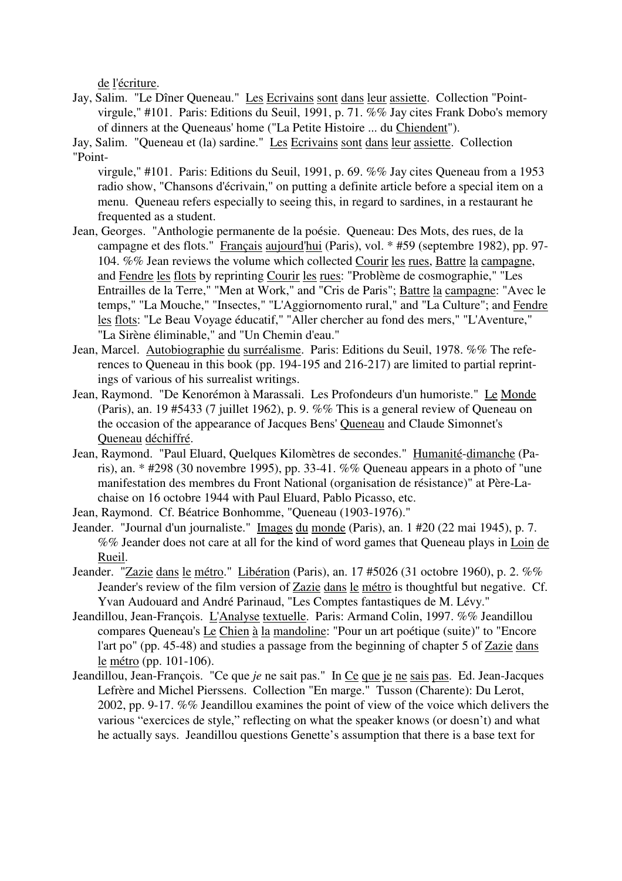de l'écriture.

Jay, Salim. "Le Dîner Queneau." Les Ecrivains sont dans leur assiette. Collection "Point-virgule," #101. Paris: Editions du Seuil, 1991, p. 71. %% Jay cites Frank Dobo's memory of dinners at the Queneaus' home ("La Petite Histoire ... du Chiendent").

Jay, Salim. "Queneau et (la) sardine." Les Ecrivains sont dans leur assiette. Collection "Point-virgule," #101. Paris: Editions du Seuil, 1991, p. 69. %% Jay cites Queneau from a 1953 radio show, "Chansons d'écrivain," on putting a definite article before a special item on a menu. Queneau refers especially to seeing this, in regard to sardines, in a restaurant he frequented as a student.

Jean, Georges. "Anthologie permanente de la poésie. Queneau: Des Mots, des rues, de la campagne et des flots." Français aujourd'hui (Paris), vol. * #59 (septembre 1982), pp. 97-104. %% Jean reviews the volume which collected Courir les rues, Battre la campagne, and Fendre les flots by reprinting Courir les rues: "Problème de cosmographie," "Les Entrailles de la Terre," "Men at Work," and "Cris de Paris"; Battre la campagne: "Avec le temps," "La Mouche," "Insectes," "L'Aggiornomento rural," and "La Culture"; and Fendre les flots: "Le Beau Voyage éducatif," "Aller chercher au fond des mers," "L'Aventure," "La Sirène éliminable," and "Un Chemin d'eau."

Jean, Marcel. Autobiographie du surréalisme. Paris: Editions du Seuil, 1978. %% The references to Queneau in this book (pp. 194-195 and 216-217) are limited to partial reprintings of various of his surrealist writings.

Jean, Raymond. "De Kenorémon à Marassali. Les Profondeurs d'un humoriste." Le Monde (Paris), an. 19 #5433 (7 juillet 1962), p. 9. %% This is a general review of Queneau on the occasion of the appearance of Jacques Bens' Queneau and Claude Simonnet's Queneau déchiffré.

Jean, Raymond. "Paul Eluard, Quelques Kilomètres de secondes." Humanité-dimanche (Paris), an. * #298 (30 novembre 1995), pp. 33-41. %% Queneau appears in a photo of "une manifestation des membres du Front National (organisation de résistance)" at Père-Lachaise on 16 octobre 1944 with Paul Eluard, Pablo Picasso, etc.

Jean, Raymond. Cf. Béatrice Bonhomme, "Queneau (1903-1976)."

Jeander. "Journal d'un journaliste." Images du monde (Paris), an. 1 #20 (22 mai 1945), p. 7. %% Jeander does not care at all for the kind of word games that Queneau plays in Loin de Rueil.

Jeander. "Zazie dans le métro." Libération (Paris), an. 17 #5026 (31 octobre 1960), p. 2. %% Jeander's review of the film version of Zazie dans le métro is thoughtful but negative. Cf. Yvan Audouard and André Parinaud, "Les Comptes fantastiques de M. Lévy."

Jeandillou, Jean-François. L'Analyse textuelle. Paris: Armand Colin, 1997. %% Jeandillou compares Queneau's Le Chien à la mandoline: "Pour un art poétique (suite)" to "Encore l'art po" (pp. 45-48) and studies a passage from the beginning of chapter 5 of Zazie dans le métro (pp. 101-106).

Jeandillou, Jean-François. "Ce que *je* ne sait pas." In Ce que je ne sais pas. Ed. Jean-Jacques Lefrère and Michel Pierssens. Collection "En marge." Tusson (Charente): Du Lerot, 2002, pp. 9-17. %% Jeandillou examines the point of view of the voice which delivers the various "exercices de style," reflecting on what the speaker knows (or doesn't) and what he actually says. Jeandillou questions Genette's assumption that there is a base text for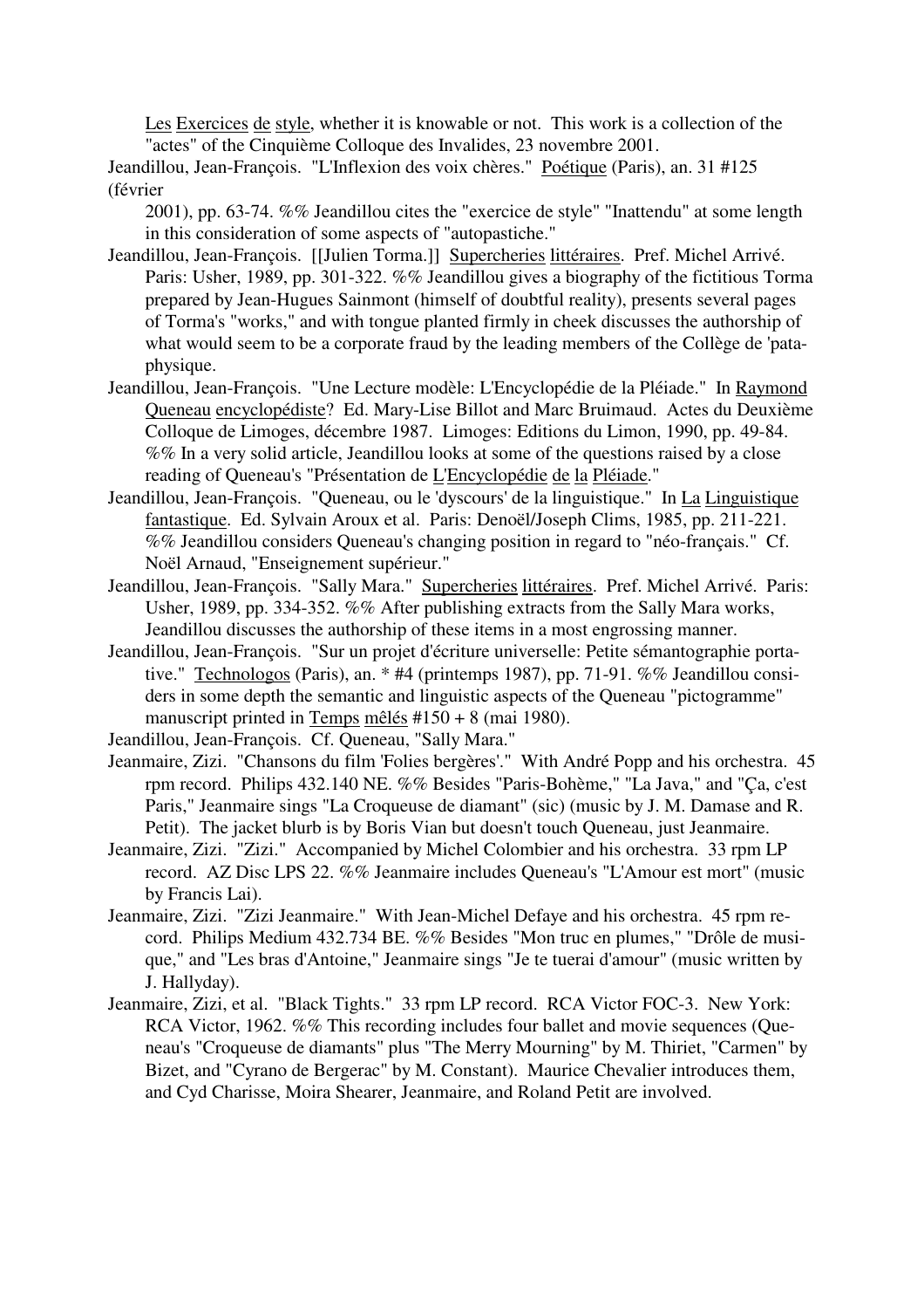Les Exercices de style, whether it is knowable or not. This work is a collection of the "actes" of the Cinquième Colloque des Invalides, 23 novembre 2001.

Jeandillou, Jean-François. "L'Inflexion des voix chères." Poétique (Paris), an. 31 #125 (février 2001), pp. 63-74. %% Jeandillou cites the "exercice de style" "Inattendu" at some length in this consideration of some aspects of "autopastiche."

Jeandillou, Jean-François. [[Julien Torma.]] Supercheries littéraires. Pref. Michel Arrivé. Paris: Usher, 1989, pp. 301-322. %% Jeandillou gives a biography of the fictitious Torma prepared by Jean-Hugues Sainmont (himself of doubtful reality), presents several pages of Torma's "works," and with tongue planted firmly in cheek discusses the authorship of what would seem to be a corporate fraud by the leading members of the Collège de 'pataphysique.

Jeandillou, Jean-François. "Une Lecture modèle: L'Encyclopédie de la Pléiade." In Raymond Queneau encyclopédiste? Ed. Mary-Lise Billot and Marc Bruimaud. Actes du Deuxième Colloque de Limoges, décembre 1987. Limoges: Editions du Limon, 1990, pp. 49-84. %% In a very solid article, Jeandillou looks at some of the questions raised by a close reading of Queneau's "Présentation de L'Encyclopédie de la Pléiade."

Jeandillou, Jean-François. "Queneau, ou le 'dyscours' de la linguistique." In La Linguistique fantastique. Ed. Sylvain Aroux et al. Paris: Denoël/Joseph Clims, 1985, pp. 211-221. %% Jeandillou considers Queneau's changing position in regard to "néo-français." Cf. Noël Arnaud, "Enseignement supérieur."

Jeandillou, Jean-François. "Sally Mara." Supercheries littéraires. Pref. Michel Arrivé. Paris: Usher, 1989, pp. 334-352. %% After publishing extracts from the Sally Mara works, Jeandillou discusses the authorship of these items in a most engrossing manner.

Jeandillou, Jean-François. "Sur un projet d'écriture universelle: Petite sémantographie portative." Technologos (Paris), an. * #4 (printemps 1987), pp. 71-91. %% Jeandillou considers in some depth the semantic and linguistic aspects of the Queneau "pictogramme" manuscript printed in Temps mêlés #150 + 8 (mai 1980).

Jeandillou, Jean-François. Cf. Queneau, "Sally Mara."

Jeanmaire, Zizi. "Chansons du film 'Folies bergères'." With André Popp and his orchestra. 45 rpm record. Philips 432.140 NE. %% Besides "Paris-Bohème," "La Java," and "Ça, c'est Paris," Jeanmaire sings "La Croqueuse de diamant" (sic) (music by J. M. Damase and R. Petit). The jacket blurb is by Boris Vian but doesn't touch Queneau, just Jeanmaire.

Jeanmaire, Zizi. "Zizi." Accompanied by Michel Colombier and his orchestra. 33 rpm LP record. AZ Disc LPS 22. %% Jeanmaire includes Queneau's "L'Amour est mort" (music by Francis Lai).

Jeanmaire, Zizi. "Zizi Jeanmaire." With Jean-Michel Defaye and his orchestra. 45 rpm record. Philips Medium 432.734 BE. %% Besides "Mon truc en plumes," "Drôle de musique," and "Les bras d'Antoine," Jeanmaire sings "Je te tuerai d'amour" (music written by J. Hallyday).

Jeanmaire, Zizi, et al. "Black Tights." 33 rpm LP record. RCA Victor FOC-3. New York: RCA Victor, 1962. %% This recording includes four ballet and movie sequences (Queneau's "Croqueuse de diamants" plus "The Merry Mourning" by M. Thiriet, "Carmen" by Bizet, and "Cyrano de Bergerac" by M. Constant). Maurice Chevalier introduces them, and Cyd Charisse, Moira Shearer, Jeanmaire, and Roland Petit are involved.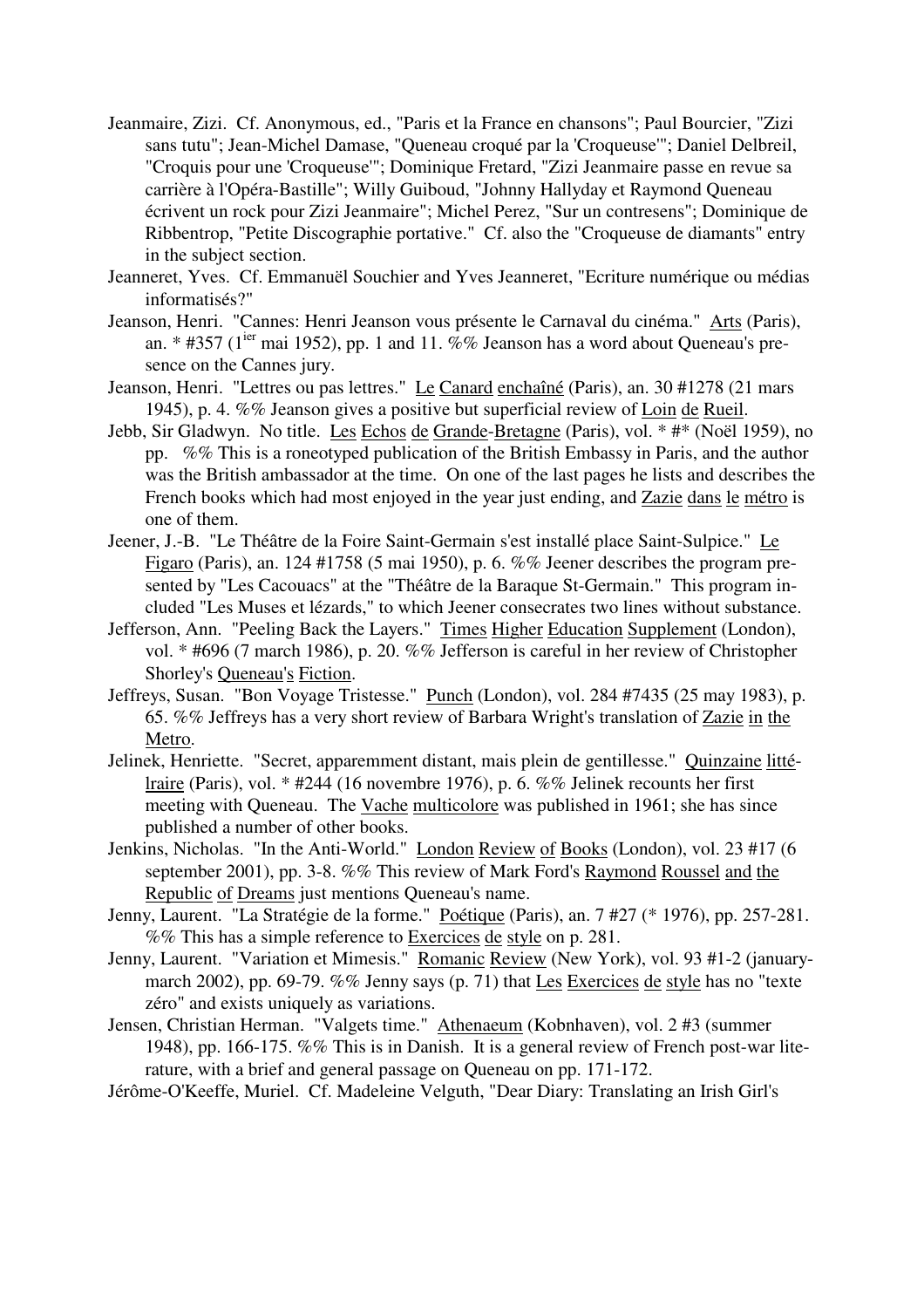Jeanmaire, Zizi. Cf. Anonymous, ed., "Paris et la France en chansons"; Paul Bourcier, "Zizi sans tutu"; Jean-Michel Damase, "Queneau croqué par la 'Croqueuse'"; Daniel Delbreil, "Croquis pour une 'Croqueuse'"; Dominique Fretard, "Zizi Jeanmaire passe en revue sa carrière à l'Opéra-Bastille"; Willy Guiboud, "Johnny Hallyday et Raymond Queneau écrivent un rock pour Zizi Jeanmaire"; Michel Perez, "Sur un contresens"; Dominique de Ribbentrop, "Petite Discographie portative." Cf. also the "Croqueuse de diamants" entry in the subject section.

Jeanneret, Yves. Cf. Emmanuël Souchier and Yves Jeanneret, "Ecriture numérique ou médias informatisés?"

Jeanson, Henri. "Cannes: Henri Jeanson vous présente le Carnaval du cinéma." Arts (Paris), an. * #357 (1ier mai 1952), pp. 1 and 11. %% Jeanson has a word about Queneau's presence on the Cannes jury.

Jeanson, Henri. "Lettres ou pas lettres." Le Canard enchaîné (Paris), an. 30 #1278 (21 mars 1945), p. 4. %% Jeanson gives a positive but superficial review of Loin de Rueil.

Jebb, Sir Gladwyn. No title. Les Echos de Grande-Bretagne (Paris), vol. * #* (Noël 1959), no pp. %% This is a roneotyped publication of the British Embassy in Paris, and the author was the British ambassador at the time. On one of the last pages he lists and describes the French books which had most enjoyed in the year just ending, and Zazie dans le métro is one of them.

Jeener, J.-B. "Le Théâtre de la Foire Saint-Germain s'est installé place Saint-Sulpice." Le Figaro (Paris), an. 124 #1758 (5 mai 1950), p. 6. %% Jeener describes the program presented by "Les Cacouacs" at the "Théâtre de la Baraque St-Germain." This program included "Les Muses et lézards," to which Jeener consecrates two lines without substance.

Jefferson, Ann. "Peeling Back the Layers." Times Higher Education Supplement (London), vol. * #696 (7 march 1986), p. 20. %% Jefferson is careful in her review of Christopher Shorley's Queneau's Fiction.

Jeffreys, Susan. "Bon Voyage Tristesse." Punch (London), vol. 284 #7435 (25 may 1983), p. 65. %% Jeffreys has a very short review of Barbara Wright's translation of Zazie in the Metro.

Jelinek, Henriette. "Secret, apparemment distant, mais plein de gentillesse." Quinzaine littélraire (Paris), vol. * #244 (16 novembre 1976), p. 6. %% Jelinek recounts her first meeting with Queneau. The Vache multicolore was published in 1961; she has since published a number of other books.

Jenkins, Nicholas. "In the Anti-World." London Review of Books (London), vol. 23 #17 (6 september 2001), pp. 3-8. %% This review of Mark Ford's Raymond Roussel and the Republic of Dreams just mentions Queneau's name.

Jenny, Laurent. "La Stratégie de la forme." Poétique (Paris), an. 7 #27 (* 1976), pp. 257-281. %% This has a simple reference to Exercices de style on p. 281.

Jenny, Laurent. "Variation et Mimesis." Romanic Review (New York), vol. 93 #1-2 (january-march 2002), pp. 69-79. %% Jenny says (p. 71) that Les Exercices de style has no "texte zéro" and exists uniquely as variations.

Jensen, Christian Herman. "Valgets time." Athenaeum (Kobnhaven), vol. 2 #3 (summer 1948), pp. 166-175. %% This is in Danish. It is a general review of French post-war literature, with a brief and general passage on Queneau on pp. 171-172.

Jérôme-O'Keeffe, Muriel. Cf. Madeleine Velguth, "Dear Diary: Translating an Irish Girl's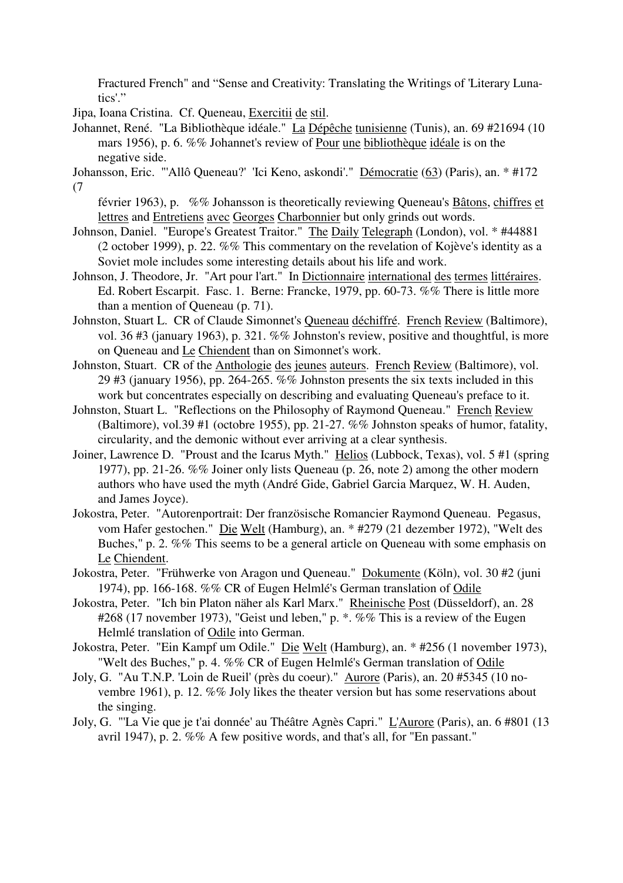Fractured French" and "Sense and Creativity: Translating the Writings of 'Literary Lunatics'."

Jipa, Ioana Cristina. Cf. Queneau, Exercitii de stil.

Johannet, René. "La Bibliothèque idéale." La Dépêche tunisienne (Tunis), an. 69 #21694 (10 mars 1956), p. 6. %% Johannet's review of Pour une bibliothèque idéale is on the negative side.

Johansson, Eric. "'Allô Queneau?' 'Ici Keno, askondi'." Démocratie (63) (Paris), an. * #172 (7 février 1963), p. %% Johansson is theoretically reviewing Queneau's Bâtons, chiffres et lettres and Entretiens avec Georges Charbonnier but only grinds out words.

Johnson, Daniel. "Europe's Greatest Traitor." The Daily Telegraph (London), vol. * #44881 (2 october 1999), p. 22. %% This commentary on the revelation of Kojève's identity as a Soviet mole includes some interesting details about his life and work.

Johnson, J. Theodore, Jr. "Art pour l'art." In Dictionnaire international des termes littéraires. Ed. Robert Escarpit. Fasc. 1. Berne: Francke, 1979, pp. 60-73. %% There is little more than a mention of Queneau (p. 71).

Johnston, Stuart L. CR of Claude Simonnet's Queneau déchiffré. French Review (Baltimore), vol. 36 #3 (january 1963), p. 321. %% Johnston's review, positive and thoughtful, is more on Queneau and Le Chiendent than on Simonnet's work.

Johnston, Stuart. CR of the Anthologie des jeunes auteurs. French Review (Baltimore), vol. 29 #3 (january 1956), pp. 264-265. %% Johnston presents the six texts included in this work but concentrates especially on describing and evaluating Queneau's preface to it.

Johnston, Stuart L. "Reflections on the Philosophy of Raymond Queneau." French Review (Baltimore), vol.39 #1 (octobre 1955), pp. 21-27. %% Johnston speaks of humor, fatality, circularity, and the demonic without ever arriving at a clear synthesis.

Joiner, Lawrence D. "Proust and the Icarus Myth." Helios (Lubbock, Texas), vol. 5 #1 (spring 1977), pp. 21-26. %% Joiner only lists Queneau (p. 26, note 2) among the other modern authors who have used the myth (André Gide, Gabriel Garcia Marquez, W. H. Auden, and James Joyce).

Jokostra, Peter. "Autorenportrait: Der französische Romancier Raymond Queneau. Pegasus, vom Hafer gestochen." Die Welt (Hamburg), an. * #279 (21 dezember 1972), "Welt des Buches," p. 2. %% This seems to be a general article on Queneau with some emphasis on Le Chiendent.

Jokostra, Peter. "Frühwerke von Aragon und Queneau." Dokumente (Köln), vol. 30 #2 (juni 1974), pp. 166-168. %% CR of Eugen Helmlé's German translation of Odile

Jokostra, Peter. "Ich bin Platon näher als Karl Marx." Rheinische Post (Düsseldorf), an. 28 #268 (17 november 1973), "Geist und leben," p. *. %% This is a review of the Eugen Helmlé translation of Odile into German.

Jokostra, Peter. "Ein Kampf um Odile." Die Welt (Hamburg), an. * #256 (1 november 1973), "Welt des Buches," p. 4. %% CR of Eugen Helmlé's German translation of Odile

Joly, G. "Au T.N.P. 'Loin de Rueil' (près du coeur)." Aurore (Paris), an. 20 #5345 (10 novembre 1961), p. 12. %% Joly likes the theater version but has some reservations about the singing.

Joly, G. "'La Vie que je t'ai donnée' au Théâtre Agnès Capri." L'Aurore (Paris), an. 6 #801 (13 avril 1947), p. 2. %% A few positive words, and that's all, for "En passant."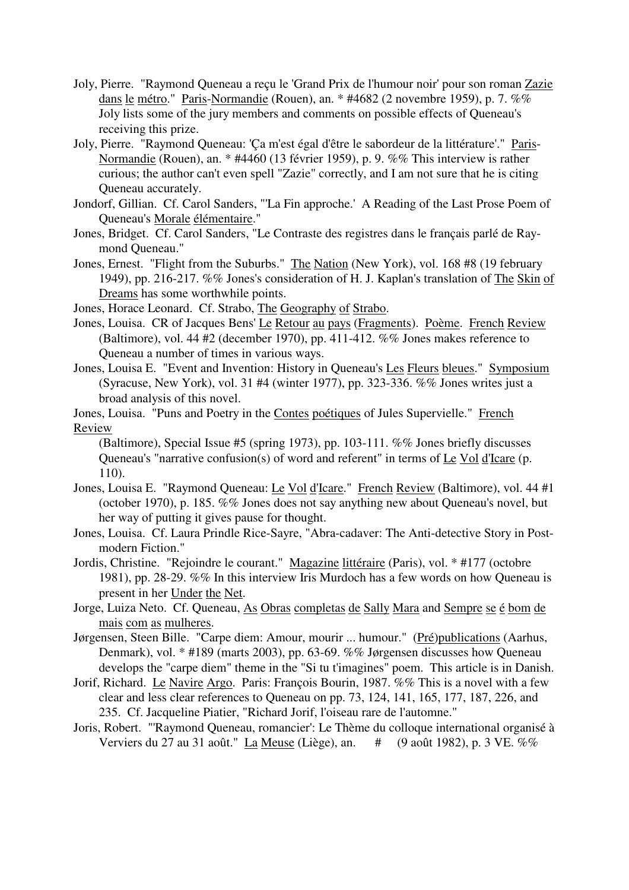Joly, Pierre. "Raymond Queneau a reçu le 'Grand Prix de l'humour noir' pour son roman Zazie dans le métro." Paris-Normandie (Rouen), an. * #4682 (2 novembre 1959), p. 7. %% Joly lists some of the jury members and comments on possible effects of Queneau's receiving this prize.

Joly, Pierre. "Raymond Queneau: 'Ça m'est égal d'être le sabordeur de la littérature'." Paris-Normandie (Rouen), an. * #4460 (13 février 1959), p. 9. %% This interview is rather curious; the author can't even spell "Zazie" correctly, and I am not sure that he is citing Queneau accurately.

Jondorf, Gillian. Cf. Carol Sanders, "'La Fin approche.' A Reading of the Last Prose Poem of Queneau's Morale élémentaire."

Jones, Bridget. Cf. Carol Sanders, "Le Contraste des registres dans le français parlé de Raymond Queneau."

Jones, Ernest. "Flight from the Suburbs." The Nation (New York), vol. 168 #8 (19 february 1949), pp. 216-217. %% Jones's consideration of H. J. Kaplan's translation of The Skin of Dreams has some worthwhile points.

Jones, Horace Leonard. Cf. Strabo, The Geography of Strabo.

Jones, Louisa. CR of Jacques Bens' Le Retour au pays (Fragments). Poème. French Review (Baltimore), vol. 44 #2 (december 1970), pp. 411-412. %% Jones makes reference to Queneau a number of times in various ways.

Jones, Louisa E. "Event and Invention: History in Queneau's Les Fleurs bleues." Symposium (Syracuse, New York), vol. 31 #4 (winter 1977), pp. 323-336. %% Jones writes just a broad analysis of this novel.

Jones, Louisa. "Puns and Poetry in the Contes poétiques of Jules Supervielle." French Review (Baltimore), Special Issue #5 (spring 1973), pp. 103-111. %% Jones briefly discusses Queneau's "narrative confusion(s) of word and referent" in terms of Le Vol d'Icare (p. 110).

Jones, Louisa E. "Raymond Queneau: Le Vol d'Icare." French Review (Baltimore), vol. 44 #1 (october 1970), p. 185. %% Jones does not say anything new about Queneau's novel, but her way of putting it gives pause for thought.

Jones, Louisa. Cf. Laura Prindle Rice-Sayre, "Abra-cadaver: The Anti-detective Story in Post-modern Fiction."

Jordis, Christine. "Rejoindre le courant." Magazine littéraire (Paris), vol. * #177 (octobre 1981), pp. 28-29. %% In this interview Iris Murdoch has a few words on how Queneau is present in her Under the Net.

Jorge, Luiza Neto. Cf. Queneau, As Obras completas de Sally Mara and Sempre se é bom de mais com as mulheres.

Jørgensen, Steen Bille. "Carpe diem: Amour, mourir ... humour." (Pré)publications (Aarhus, Denmark), vol. * #189 (marts 2003), pp. 63-69. %% Jørgensen discusses how Queneau develops the "carpe diem" theme in the "Si tu t'imagines" poem. This article is in Danish.

Jorif, Richard. Le Navire Argo. Paris: François Bourin, 1987. %% This is a novel with a few clear and less clear references to Queneau on pp. 73, 124, 141, 165, 177, 187, 226, and 235. Cf. Jacqueline Piatier, "Richard Jorif, l'oiseau rare de l'automne."

Joris, Robert. "'Raymond Queneau, romancier': Le Thème du colloque international organisé à Verviers du 27 au 31 août." La Meuse (Liège), an. # (9 août 1982), p. 3 VE. %%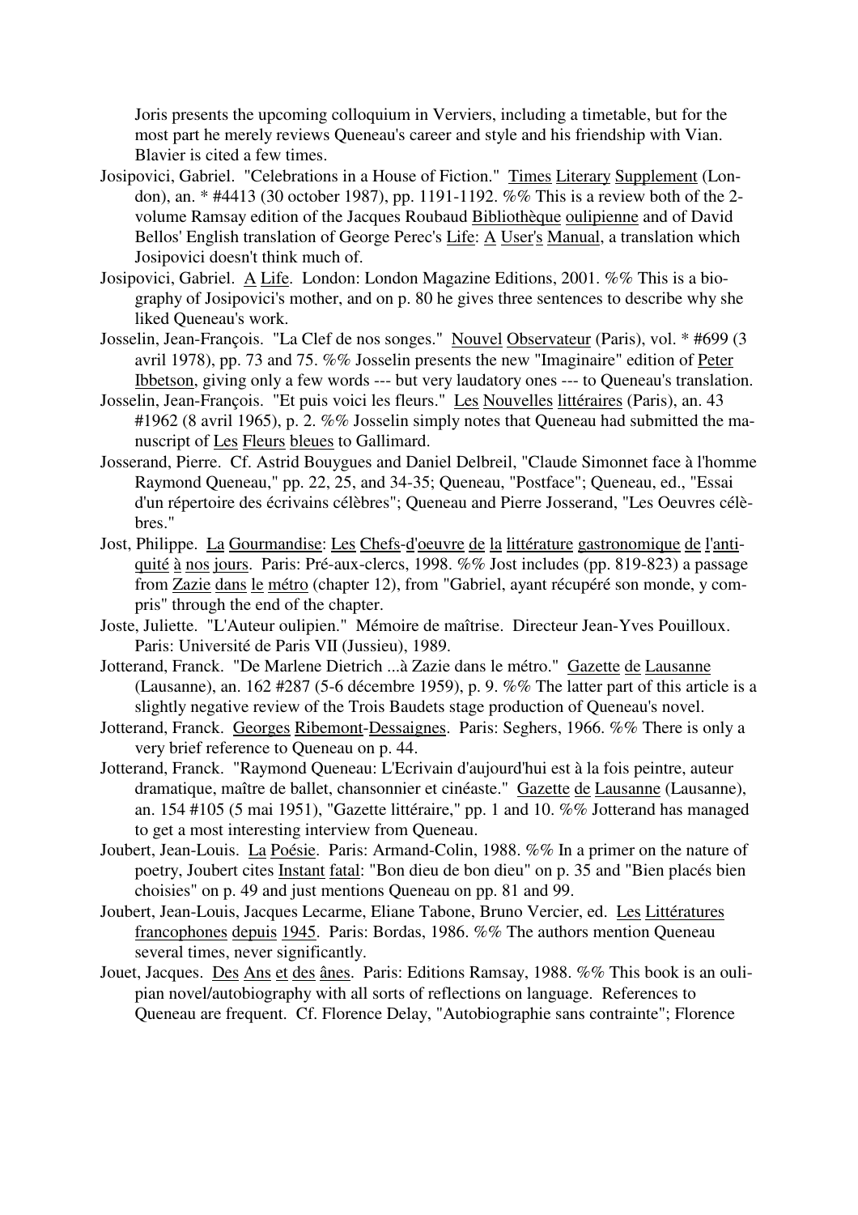Joris presents the upcoming colloquium in Verviers, including a timetable, but for the most part he merely reviews Queneau's career and style and his friendship with Vian. Blavier is cited a few times.

Josipovici, Gabriel. "Celebrations in a House of Fiction." Times Literary Supplement (London), an. * #4413 (30 october 1987), pp. 1191-1192. %% This is a review both of the 2-volume Ramsay edition of the Jacques Roubaud Bibliothèque oulipienne and of David Bellos' English translation of George Perec's Life: A User's Manual, a translation which Josipovici doesn't think much of.

Josipovici, Gabriel. A Life. London: London Magazine Editions, 2001. %% This is a biography of Josipovici's mother, and on p. 80 he gives three sentences to describe why she liked Queneau's work.

Josselin, Jean-François. "La Clef de nos songes." Nouvel Observateur (Paris), vol. * #699 (3 avril 1978), pp. 73 and 75. %% Josselin presents the new "Imaginaire" edition of Peter Ibbetson, giving only a few words --- but very laudatory ones --- to Queneau's translation.

Josselin, Jean-François. "Et puis voici les fleurs." Les Nouvelles littéraires (Paris), an. 43 #1962 (8 avril 1965), p. 2. %% Josselin simply notes that Queneau had submitted the manuscript of Les Fleurs bleues to Gallimard.

Josserand, Pierre. Cf. Astrid Bouygues and Daniel Delbreil, "Claude Simonnet face à l'homme Raymond Queneau," pp. 22, 25, and 34-35; Queneau, "Postface"; Queneau, ed., "Essai d'un répertoire des écrivains célèbres"; Queneau and Pierre Josserand, "Les Oeuvres célèbres."

Jost, Philippe. La Gourmandise: Les Chefs-d'oeuvre de la littérature gastronomique de l'antiquité à nos jours. Paris: Pré-aux-clercs, 1998. %% Jost includes (pp. 819-823) a passage from Zazie dans le métro (chapter 12), from "Gabriel, ayant récupéré son monde, y compris" through the end of the chapter.

Joste, Juliette. "L'Auteur oulipien." Mémoire de maîtrise. Directeur Jean-Yves Pouilloux. Paris: Université de Paris VII (Jussieu), 1989.

Jotterand, Franck. "De Marlene Dietrich ...à Zazie dans le métro." Gazette de Lausanne (Lausanne), an. 162 #287 (5-6 décembre 1959), p. 9. %% The latter part of this article is a slightly negative review of the Trois Baudets stage production of Queneau's novel.

Jotterand, Franck. Georges Ribemont-Dessaignes. Paris: Seghers, 1966. %% There is only a very brief reference to Queneau on p. 44.

Jotterand, Franck. "Raymond Queneau: L'Ecrivain d'aujourd'hui est à la fois peintre, auteur dramatique, maître de ballet, chansonnier et cinéaste." Gazette de Lausanne (Lausanne), an. 154 #105 (5 mai 1951), "Gazette littéraire," pp. 1 and 10. %% Jotterand has managed to get a most interesting interview from Queneau.

Joubert, Jean-Louis. La Poésie. Paris: Armand-Colin, 1988. %% In a primer on the nature of poetry, Joubert cites Instant fatal: "Bon dieu de bon dieu" on p. 35 and "Bien placés bien choisies" on p. 49 and just mentions Queneau on pp. 81 and 99.

Joubert, Jean-Louis, Jacques Lecarme, Eliane Tabone, Bruno Vercier, ed. Les Littératures francophones depuis 1945. Paris: Bordas, 1986. %% The authors mention Queneau several times, never significantly.

Jouet, Jacques. Des Ans et des ânes. Paris: Editions Ramsay, 1988. %% This book is an oulipian novel/autobiography with all sorts of reflections on language. References to Queneau are frequent. Cf. Florence Delay, "Autobiographie sans contrainte"; Florence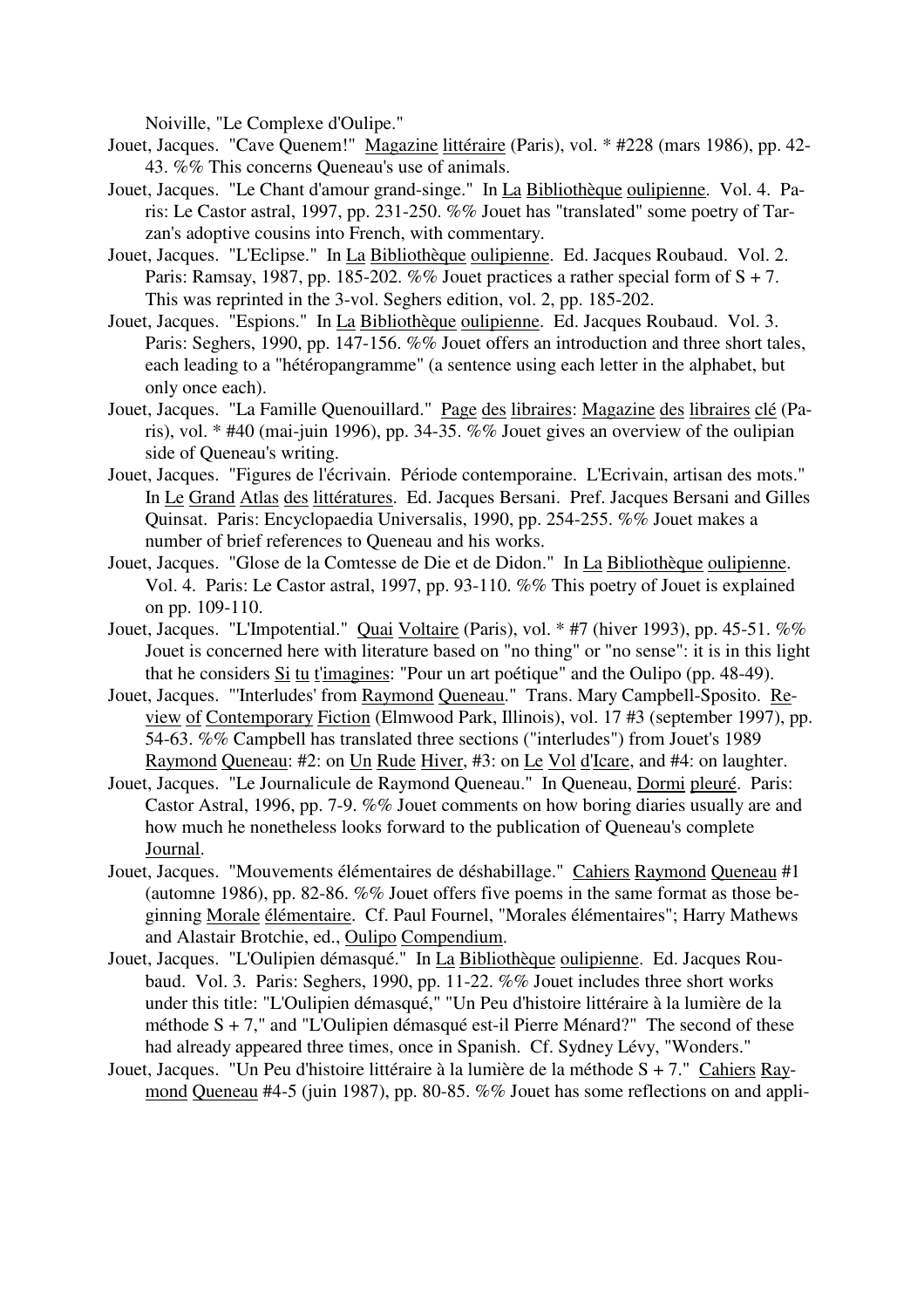Noiville, "Le Complexe d'Oulipe."

Jouet, Jacques. "Cave Quenem!" Magazine littéraire (Paris), vol. * #228 (mars 1986), pp. 42-43. %% This concerns Queneau's use of animals.

Jouet, Jacques. "Le Chant d'amour grand-singe." In La Bibliothèque oulipienne. Vol. 4. Paris: Le Castor astral, 1997, pp. 231-250. %% Jouet has "translated" some poetry of Tarzan's adoptive cousins into French, with commentary.

Jouet, Jacques. "L'Eclipse." In La Bibliothèque oulipienne. Ed. Jacques Roubaud. Vol. 2. Paris: Ramsay, 1987, pp. 185-202. %% Jouet practices a rather special form of S + 7. This was reprinted in the 3-vol. Seghers edition, vol. 2, pp. 185-202.

Jouet, Jacques. "Espions." In La Bibliothèque oulipienne. Ed. Jacques Roubaud. Vol. 3. Paris: Seghers, 1990, pp. 147-156. %% Jouet offers an introduction and three short tales, each leading to a "hétéropangramme" (a sentence using each letter in the alphabet, but only once each).

Jouet, Jacques. "La Famille Quenouillard." Page des libraires: Magazine des libraires clé (Paris), vol. * #40 (mai-juin 1996), pp. 34-35. %% Jouet gives an overview of the oulipian side of Queneau's writing.

Jouet, Jacques. "Figures de l'écrivain. Période contemporaine. L'Ecrivain, artisan des mots." In Le Grand Atlas des littératures. Ed. Jacques Bersani. Pref. Jacques Bersani and Gilles Quinsat. Paris: Encyclopaedia Universalis, 1990, pp. 254-255. %% Jouet makes a number of brief references to Queneau and his works.

Jouet, Jacques. "Glose de la Comtesse de Die et de Didon." In La Bibliothèque oulipienne. Vol. 4. Paris: Le Castor astral, 1997, pp. 93-110. %% This poetry of Jouet is explained on pp. 109-110.

Jouet, Jacques. "L'Impotential." Quai Voltaire (Paris), vol. * #7 (hiver 1993), pp. 45-51. %% Jouet is concerned here with literature based on "no thing" or "no sense": it is in this light that he considers Si tu t'imagines: "Pour un art poétique" and the Oulipo (pp. 48-49).

Jouet, Jacques. "'Interludes' from Raymond Queneau." Trans. Mary Campbell-Sposito. Review of Contemporary Fiction (Elmwood Park, Illinois), vol. 17 #3 (september 1997), pp. 54-63. %% Campbell has translated three sections ("interludes") from Jouet's 1989 Raymond Queneau: #2: on Un Rude Hiver, #3: on Le Vol d'Icare, and #4: on laughter.

Jouet, Jacques. "Le Journalicule de Raymond Queneau." In Queneau, Dormi pleuré. Paris: Castor Astral, 1996, pp. 7-9. %% Jouet comments on how boring diaries usually are and how much he nonetheless looks forward to the publication of Queneau's complete Journal.

Jouet, Jacques. "Mouvements élémentaires de déshabillage." Cahiers Raymond Queneau #1 (automne 1986), pp. 82-86. %% Jouet offers five poems in the same format as those beginning Morale élémentaire. Cf. Paul Fournel, "Morales élémentaires"; Harry Mathews and Alastair Brotchie, ed., Oulipo Compendium.

Jouet, Jacques. "L'Oulipien démasqué." In La Bibliothèque oulipienne. Ed. Jacques Roubaud. Vol. 3. Paris: Seghers, 1990, pp. 11-22. %% Jouet includes three short works under this title: "L'Oulipien démasqué," "Un Peu d'histoire littéraire à la lumière de la méthode S + 7," and "L'Oulipien démasqué est-il Pierre Ménard?" The second of these had already appeared three times, once in Spanish. Cf. Sydney Lévy, "Wonders."

Jouet, Jacques. "Un Peu d'histoire littéraire à la lumière de la méthode S + 7." Cahiers Raymond Queneau #4-5 (juin 1987), pp. 80-85. %% Jouet has some reflections on and appli-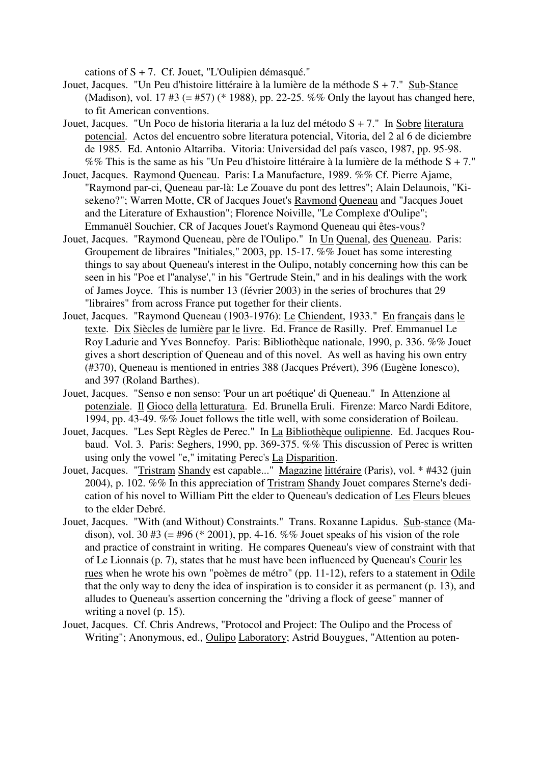cations of S + 7.  Cf. Jouet, "L'Oulipien démasqué."

Jouet, Jacques.  "Un Peu d'histoire littéraire à la lumière de la méthode S + 7."  Sub-Stance (Madison), vol. 17 #3 (= #57) (* 1988), pp. 22-25. %% Only the layout has changed here, to fit American conventions.

Jouet, Jacques.  "Un Poco de historia literaria a la luz del método S + 7."  In Sobre literatura potencial.  Actos del encuentro sobre literatura potencial, Vitoria, del 2 al 6 de diciembre de 1985.  Ed. Antonio Altarriba.  Vitoria: Universidad del país vasco, 1987, pp. 95-98. %% This is the same as his "Un Peu d'histoire littéraire à la lumière de la méthode S + 7."

Jouet, Jacques.  Raymond Queneau.  Paris: La Manufacture, 1989. %% Cf. Pierre Ajame, "Raymond par-ci, Queneau par-là: Le Zouave du pont des lettres"; Alain Delaunois, "Kisekeno?"; Warren Motte, CR of Jacques Jouet's Raymond Queneau and "Jacques Jouet and the Literature of Exhaustion"; Florence Noiville, "Le Complexe d'Oulipe"; Emmanuël Souchier, CR of Jacques Jouet's Raymond Queneau qui êtes-vous?

Jouet, Jacques.  "Raymond Queneau, père de l'Oulipo."  In Un Quenal, des Queneau.  Paris: Groupement de libraires "Initiales," 2003, pp. 15-17. %% Jouet has some interesting things to say about Queneau's interest in the Oulipo, notably concerning how this can be seen in his "Poe et l''analyse'," in his "Gertrude Stein," and in his dealings with the work of James Joyce.  This is number 13 (février 2003) in the series of brochures that 29 "libraires" from across France put together for their clients.

Jouet, Jacques.  "Raymond Queneau (1903-1976): Le Chiendent, 1933."  En français dans le texte.  Dix Siècles de lumière par le livre.  Ed. France de Rasilly.  Pref. Emmanuel Le Roy Ladurie and Yves Bonnefoy.  Paris: Bibliothèque nationale, 1990, p. 336. %% Jouet gives a short description of Queneau and of this novel.  As well as having his own entry (#370), Queneau is mentioned in entries 388 (Jacques Prévert), 396 (Eugène Ionesco), and 397 (Roland Barthes).

Jouet, Jacques.  "Senso e non senso: 'Pour un art poétique' di Queneau."  In Attenzione al potenziale.  Il Gioco della letturatura.  Ed. Brunella Eruli.  Firenze: Marco Nardi Editore, 1994, pp. 43-49. %% Jouet follows the title well, with some consideration of Boileau.

Jouet, Jacques.  "Les Sept Règles de Perec."  In La Bibliothèque oulipienne.  Ed. Jacques Roubaud.  Vol. 3.  Paris: Seghers, 1990, pp. 369-375. %% This discussion of Perec is written using only the vowel "e," imitating Perec's La Disparition.

Jouet, Jacques.  "Tristram Shandy est capable..."  Magazine littéraire (Paris), vol. * #432 (juin 2004), p. 102. %% In this appreciation of Tristram Shandy Jouet compares Sterne's dedication of his novel to William Pitt the elder to Queneau's dedication of Les Fleurs bleues to the elder Debré.

Jouet, Jacques.  "With (and Without) Constraints."  Trans. Roxanne Lapidus.  Sub-stance (Madison), vol. 30 #3 (= #96 (* 2001), pp. 4-16. %% Jouet speaks of his vision of the role and practice of constraint in writing.  He compares Queneau's view of constraint with that of Le Lionnais (p. 7), states that he must have been influenced by Queneau's Courir les rues when he wrote his own "poèmes de métro" (pp. 11-12), refers to a statement in Odile that the only way to deny the idea of inspiration is to consider it as permanent (p. 13), and alludes to Queneau's assertion concerning the "driving a flock of geese" manner of writing a novel (p. 15).

Jouet, Jacques.  Cf. Chris Andrews, "Protocol and Project: The Oulipo and the Process of Writing"; Anonymous, ed., Oulipo Laboratory; Astrid Bouygues, "Attention au poten-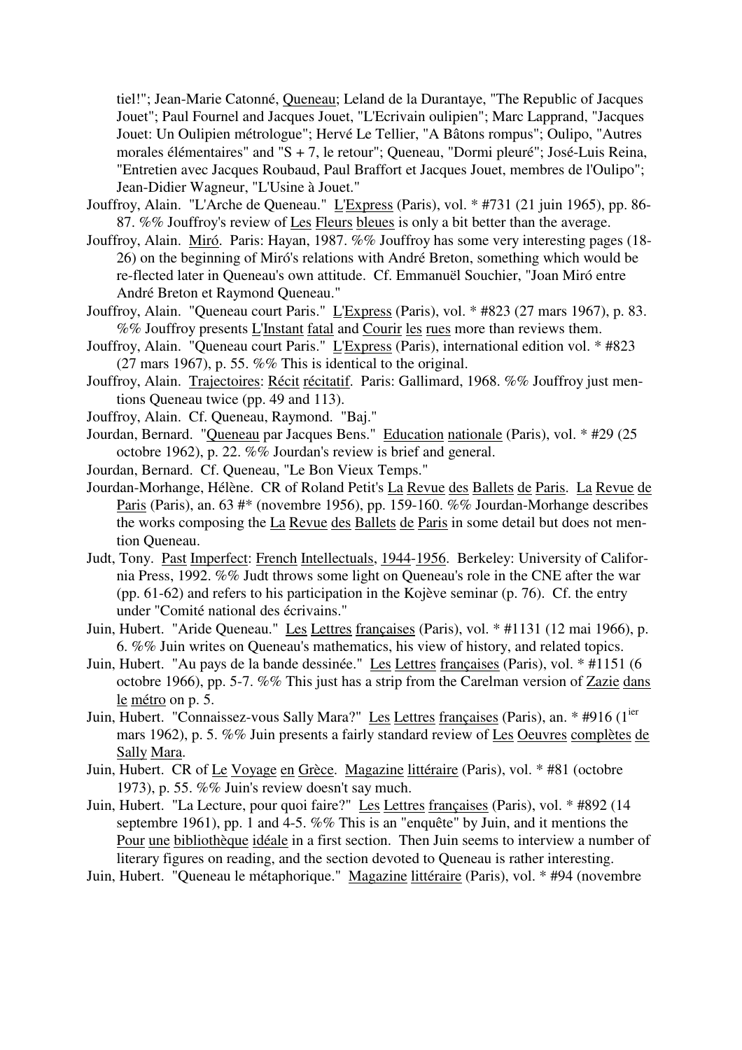tiel!"; Jean-Marie Catonné, Queneau; Leland de la Durantaye, "The Republic of Jacques Jouet"; Paul Fournel and Jacques Jouet, "L'Ecrivain oulipien"; Marc Lapprand, "Jacques Jouet: Un Oulipien métrologue"; Hervé Le Tellier, "A Bâtons rompus"; Oulipo, "Autres morales élémentaires" and "S + 7, le retour"; Queneau, "Dormi pleuré"; José-Luis Reina, "Entretien avec Jacques Roubaud, Paul Braffort et Jacques Jouet, membres de l'Oulipo"; Jean-Didier Wagneur, "L'Usine à Jouet."

Jouffroy, Alain. "L'Arche de Queneau." L'Express (Paris), vol. * #731 (21 juin 1965), pp. 86-87. %% Jouffroy's review of Les Fleurs bleues is only a bit better than the average.

Jouffroy, Alain. Miró. Paris: Hayan, 1987. %% Jouffroy has some very interesting pages (18-26) on the beginning of Miró's relations with André Breton, something which would be re-flected later in Queneau's own attitude. Cf. Emmanuël Souchier, "Joan Miró entre André Breton et Raymond Queneau."

Jouffroy, Alain. "Queneau court Paris." L'Express (Paris), vol. * #823 (27 mars 1967), p. 83. %% Jouffroy presents L'Instant fatal and Courir les rues more than reviews them.

Jouffroy, Alain. "Queneau court Paris." L'Express (Paris), international edition vol. * #823 (27 mars 1967), p. 55. %% This is identical to the original.

Jouffroy, Alain. Trajectoires: Récit récitatif. Paris: Gallimard, 1968. %% Jouffroy just mentions Queneau twice (pp. 49 and 113).

Jouffroy, Alain. Cf. Queneau, Raymond. "Baj."

Jourdan, Bernard. "Queneau par Jacques Bens." Education nationale (Paris), vol. * #29 (25 octobre 1962), p. 22. %% Jourdan's review is brief and general.

Jourdan, Bernard. Cf. Queneau, "Le Bon Vieux Temps."

Jourdan-Morhange, Hélène. CR of Roland Petit's La Revue des Ballets de Paris. La Revue de Paris (Paris), an. 63 #* (novembre 1956), pp. 159-160. %% Jourdan-Morhange describes the works composing the La Revue des Ballets de Paris in some detail but does not mention Queneau.

Judt, Tony. Past Imperfect: French Intellectuals, 1944-1956. Berkeley: University of California Press, 1992. %% Judt throws some light on Queneau's role in the CNE after the war (pp. 61-62) and refers to his participation in the Kojève seminar (p. 76). Cf. the entry under "Comité national des écrivains."

Juin, Hubert. "Aride Queneau." Les Lettres françaises (Paris), vol. * #1131 (12 mai 1966), p. 6. %% Juin writes on Queneau's mathematics, his view of history, and related topics.

Juin, Hubert. "Au pays de la bande dessinée." Les Lettres françaises (Paris), vol. * #1151 (6 octobre 1966), pp. 5-7. %% This just has a strip from the Carelman version of Zazie dans le métro on p. 5.

Juin, Hubert. "Connaissez-vous Sally Mara?" Les Lettres françaises (Paris), an. * #916 (1ier mars 1962), p. 5. %% Juin presents a fairly standard review of Les Oeuvres complètes de Sally Mara.

Juin, Hubert. CR of Le Voyage en Grèce. Magazine littéraire (Paris), vol. * #81 (octobre 1973), p. 55. %% Juin's review doesn't say much.

Juin, Hubert. "La Lecture, pour quoi faire?" Les Lettres françaises (Paris), vol. * #892 (14 septembre 1961), pp. 1 and 4-5. %% This is an "enquête" by Juin, and it mentions the Pour une bibliothèque idéale in a first section. Then Juin seems to interview a number of literary figures on reading, and the section devoted to Queneau is rather interesting.

Juin, Hubert. "Queneau le métaphorique." Magazine littéraire (Paris), vol. * #94 (novembre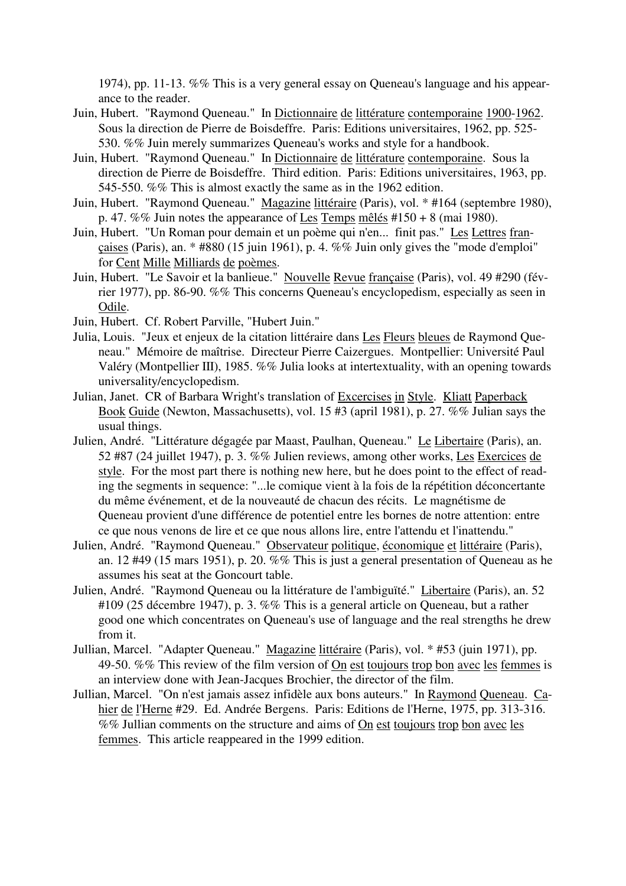1974), pp. 11-13. %% This is a very general essay on Queneau's language and his appearance to the reader.

Juin, Hubert. "Raymond Queneau." In Dictionnaire de littérature contemporaine 1900-1962. Sous la direction de Pierre de Boisdeffre. Paris: Editions universitaires, 1962, pp. 525-530. %% Juin merely summarizes Queneau's works and style for a handbook.

Juin, Hubert. "Raymond Queneau." In Dictionnaire de littérature contemporaine. Sous la direction de Pierre de Boisdeffre. Third edition. Paris: Editions universitaires, 1963, pp. 545-550. %% This is almost exactly the same as in the 1962 edition.

Juin, Hubert. "Raymond Queneau." Magazine littéraire (Paris), vol. * #164 (septembre 1980), p. 47. %% Juin notes the appearance of Les Temps mêlés #150 + 8 (mai 1980).

Juin, Hubert. "Un Roman pour demain et un poème qui n'en... finit pas." Les Lettres françaises (Paris), an. * #880 (15 juin 1961), p. 4. %% Juin only gives the "mode d'emploi" for Cent Mille Milliards de poèmes.

Juin, Hubert. "Le Savoir et la banlieue." Nouvelle Revue française (Paris), vol. 49 #290 (février 1977), pp. 86-90. %% This concerns Queneau's encyclopedism, especially as seen in Odile.

Juin, Hubert. Cf. Robert Parville, "Hubert Juin."

Julia, Louis. "Jeux et enjeux de la citation littéraire dans Les Fleurs bleues de Raymond Queneau." Mémoire de maîtrise. Directeur Pierre Caizergues. Montpellier: Université Paul Valéry (Montpellier III), 1985. %% Julia looks at intertextuality, with an opening towards universality/encyclopedism.

Julian, Janet. CR of Barbara Wright's translation of Excercises in Style. Kliatt Paperback Book Guide (Newton, Massachusetts), vol. 15 #3 (april 1981), p. 27. %% Julian says the usual things.

Julien, André. "Littérature dégagée par Maast, Paulhan, Queneau." Le Libertaire (Paris), an. 52 #87 (24 juillet 1947), p. 3. %% Julien reviews, among other works, Les Exercices de style. For the most part there is nothing new here, but he does point to the effect of reading the segments in sequence: "...le comique vient à la fois de la répétition déconcertante du même événement, et de la nouveauté de chacun des récits. Le magnétisme de Queneau provient d'une différence de potentiel entre les bornes de notre attention: entre ce que nous venons de lire et ce que nous allons lire, entre l'attendu et l'inattendu."

Julien, André. "Raymond Queneau." Observateur politique, économique et littéraire (Paris), an. 12 #49 (15 mars 1951), p. 20. %% This is just a general presentation of Queneau as he assumes his seat at the Goncourt table.

Julien, André. "Raymond Queneau ou la littérature de l'ambiguïté." Libertaire (Paris), an. 52 #109 (25 décembre 1947), p. 3. %% This is a general article on Queneau, but a rather good one which concentrates on Queneau's use of language and the real strengths he drew from it.

Jullian, Marcel. "Adapter Queneau." Magazine littéraire (Paris), vol. * #53 (juin 1971), pp. 49-50. %% This review of the film version of On est toujours trop bon avec les femmes is an interview done with Jean-Jacques Brochier, the director of the film.

Jullian, Marcel. "On n'est jamais assez infidèle aux bons auteurs." In Raymond Queneau. Cahier de l'Herne #29. Ed. Andrée Bergens. Paris: Editions de l'Herne, 1975, pp. 313-316. %% Jullian comments on the structure and aims of On est toujours trop bon avec les femmes. This article reappeared in the 1999 edition.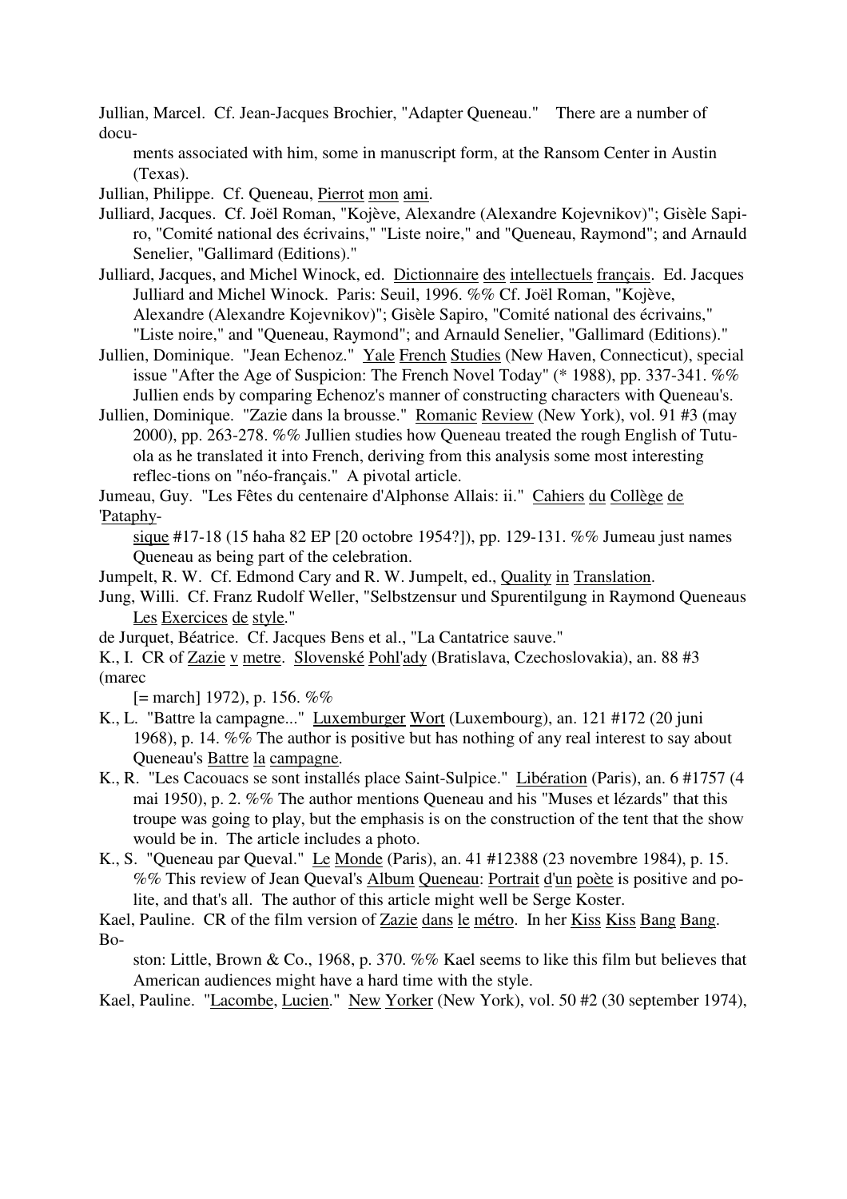Jullian, Marcel. Cf. Jean-Jacques Brochier, "Adapter Queneau." There are a number of documents associated with him, some in manuscript form, at the Ransom Center in Austin (Texas).

Jullian, Philippe. Cf. Queneau, Pierrot mon ami.

Julliard, Jacques. Cf. Joël Roman, "Kojève, Alexandre (Alexandre Kojevnikov)"; Gisèle Sapiro, "Comité national des écrivains," "Liste noire," and "Queneau, Raymond"; and Arnauld Senelier, "Gallimard (Editions)."

Julliard, Jacques, and Michel Winock, ed. Dictionnaire des intellectuels français. Ed. Jacques Julliard and Michel Winock. Paris: Seuil, 1996. %% Cf. Joël Roman, "Kojève, Alexandre (Alexandre Kojevnikov)"; Gisèle Sapiro, "Comité national des écrivains," "Liste noire," and "Queneau, Raymond"; and Arnauld Senelier, "Gallimard (Editions)."

Jullien, Dominique. "Jean Echenoz." Yale French Studies (New Haven, Connecticut), special issue "After the Age of Suspicion: The French Novel Today" (* 1988), pp. 337-341. %% Jullien ends by comparing Echenoz's manner of constructing characters with Queneau's.

Jullien, Dominique. "Zazie dans la brousse." Romanic Review (New York), vol. 91 #3 (may 2000), pp. 263-278. %% Jullien studies how Queneau treated the rough English of Tutuola as he translated it into French, deriving from this analysis some most interesting reflec-tions on "néo-français." A pivotal article.

Jumeau, Guy. "Les Fêtes du centenaire d'Alphonse Allais: ii." Cahiers du Collège de 'Pataphysique #17-18 (15 haha 82 EP [20 octobre 1954?]), pp. 129-131. %% Jumeau just names Queneau as being part of the celebration.

Jumpelt, R. W. Cf. Edmond Cary and R. W. Jumpelt, ed., Quality in Translation.

Jung, Willi. Cf. Franz Rudolf Weller, "Selbstzensur und Spurentilgung in Raymond Queneaus Les Exercices de style."

de Jurquet, Béatrice. Cf. Jacques Bens et al., "La Cantatrice sauve."

K., I. CR of Zazie v metre. Slovenské Pohl'ady (Bratislava, Czechoslovakia), an. 88 #3 (marec [= march] 1972), p. 156. %%

K., L. "Battre la campagne..." Luxemburger Wort (Luxembourg), an. 121 #172 (20 juni 1968), p. 14. %% The author is positive but has nothing of any real interest to say about Queneau's Battre la campagne.

K., R. "Les Cacouacs se sont installés place Saint-Sulpice." Libération (Paris), an. 6 #1757 (4 mai 1950), p. 2. %% The author mentions Queneau and his "Muses et lézards" that this troupe was going to play, but the emphasis is on the construction of the tent that the show would be in. The article includes a photo.

K., S. "Queneau par Queval." Le Monde (Paris), an. 41 #12388 (23 novembre 1984), p. 15. %% This review of Jean Queval's Album Queneau: Portrait d'un poète is positive and polite, and that's all. The author of this article might well be Serge Koster.

Kael, Pauline. CR of the film version of Zazie dans le métro. In her Kiss Kiss Bang Bang. Boston: Little, Brown & Co., 1968, p. 370. %% Kael seems to like this film but believes that American audiences might have a hard time with the style.

Kael, Pauline. "Lacombe, Lucien." New Yorker (New York), vol. 50 #2 (30 september 1974),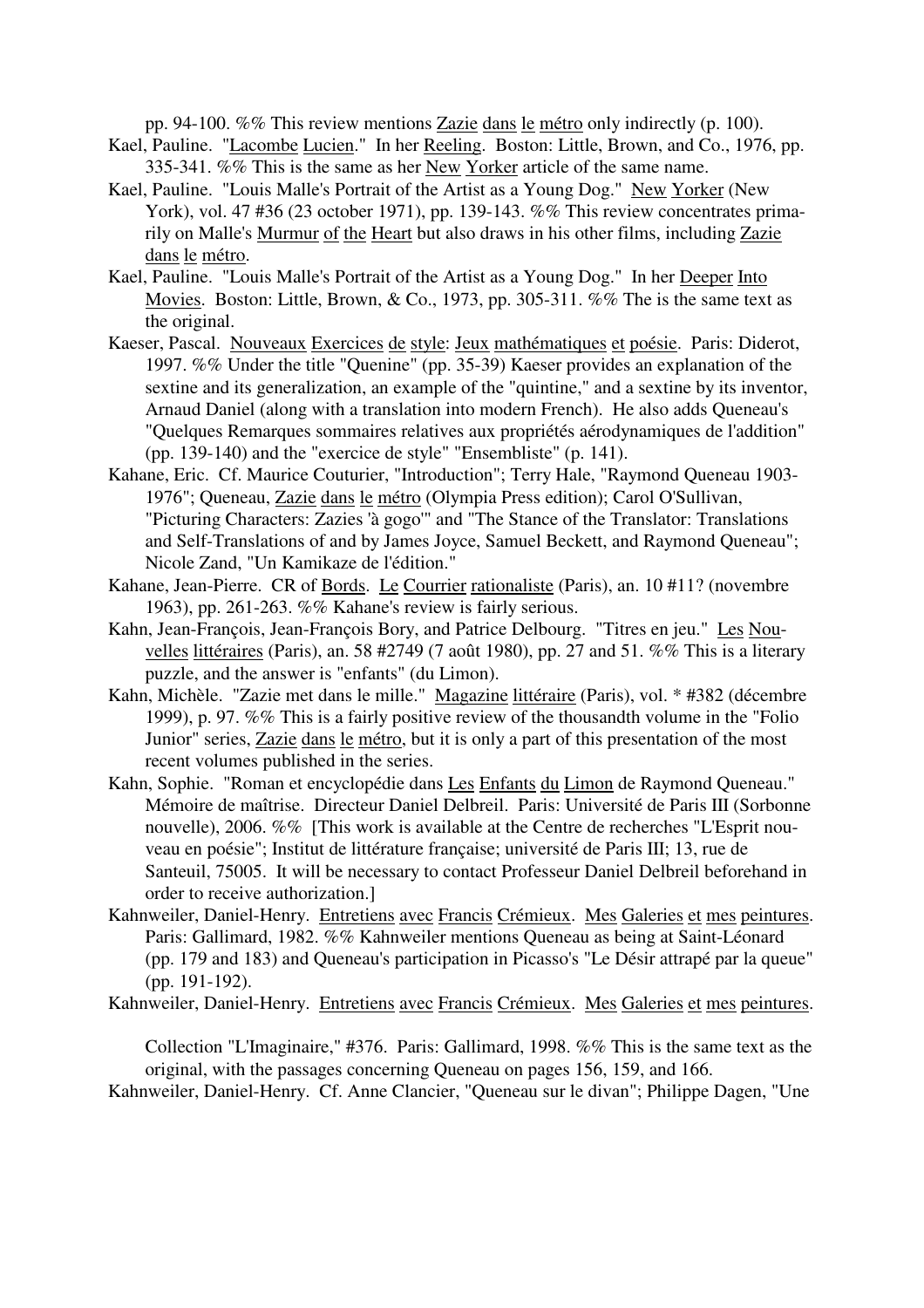pp. 94-100. %% This review mentions Zazie dans le métro only indirectly (p. 100).

Kael, Pauline. "Lacombe Lucien." In her Reeling. Boston: Little, Brown, and Co., 1976, pp. 335-341. %% This is the same as her New Yorker article of the same name.

Kael, Pauline. "Louis Malle's Portrait of the Artist as a Young Dog." New Yorker (New York), vol. 47 #36 (23 october 1971), pp. 139-143. %% This review concentrates primarily on Malle's Murmur of the Heart but also draws in his other films, including Zazie dans le métro.

Kael, Pauline. "Louis Malle's Portrait of the Artist as a Young Dog." In her Deeper Into Movies. Boston: Little, Brown, & Co., 1973, pp. 305-311. %% The is the same text as the original.

Kaeser, Pascal. Nouveaux Exercices de style: Jeux mathématiques et poésie. Paris: Diderot, 1997. %% Under the title "Quenine" (pp. 35-39) Kaeser provides an explanation of the sextine and its generalization, an example of the "quintine," and a sextine by its inventor, Arnaud Daniel (along with a translation into modern French). He also adds Queneau's "Quelques Remarques sommaires relatives aux propriétés aérodynamiques de l'addition" (pp. 139-140) and the "exercice de style" "Ensembliste" (p. 141).

Kahane, Eric. Cf. Maurice Couturier, "Introduction"; Terry Hale, "Raymond Queneau 1903-1976"; Queneau, Zazie dans le métro (Olympia Press edition); Carol O'Sullivan, "Picturing Characters: Zazies 'à gogo'" and "The Stance of the Translator: Translations and Self-Translations of and by James Joyce, Samuel Beckett, and Raymond Queneau"; Nicole Zand, "Un Kamikaze de l'édition."

Kahane, Jean-Pierre. CR of Bords. Le Courrier rationaliste (Paris), an. 10 #11? (novembre 1963), pp. 261-263. %% Kahane's review is fairly serious.

Kahn, Jean-François, Jean-François Bory, and Patrice Delbourg. "Titres en jeu." Les Nouvelles littéraires (Paris), an. 58 #2749 (7 août 1980), pp. 27 and 51. %% This is a literary puzzle, and the answer is "enfants" (du Limon).

Kahn, Michèle. "Zazie met dans le mille." Magazine littéraire (Paris), vol. * #382 (décembre 1999), p. 97. %% This is a fairly positive review of the thousandth volume in the "Folio Junior" series, Zazie dans le métro, but it is only a part of this presentation of the most recent volumes published in the series.

Kahn, Sophie. "Roman et encyclopédie dans Les Enfants du Limon de Raymond Queneau." Mémoire de maîtrise. Directeur Daniel Delbreil. Paris: Université de Paris III (Sorbonne nouvelle), 2006. %% [This work is available at the Centre de recherches "L'Esprit nouveau en poésie"; Institut de littérature française; université de Paris III; 13, rue de Santeuil, 75005. It will be necessary to contact Professeur Daniel Delbreil beforehand in order to receive authorization.]

Kahnweiler, Daniel-Henry. Entretiens avec Francis Crémieux. Mes Galeries et mes peintures. Paris: Gallimard, 1982. %% Kahnweiler mentions Queneau as being at Saint-Léonard (pp. 179 and 183) and Queneau's participation in Picasso's "Le Désir attrapé par la queue" (pp. 191-192).

Kahnweiler, Daniel-Henry. Entretiens avec Francis Crémieux. Mes Galeries et mes peintures. Collection "L'Imaginaire," #376. Paris: Gallimard, 1998. %% This is the same text as the original, with the passages concerning Queneau on pages 156, 159, and 166.

Kahnweiler, Daniel-Henry. Cf. Anne Clancier, "Queneau sur le divan"; Philippe Dagen, "Une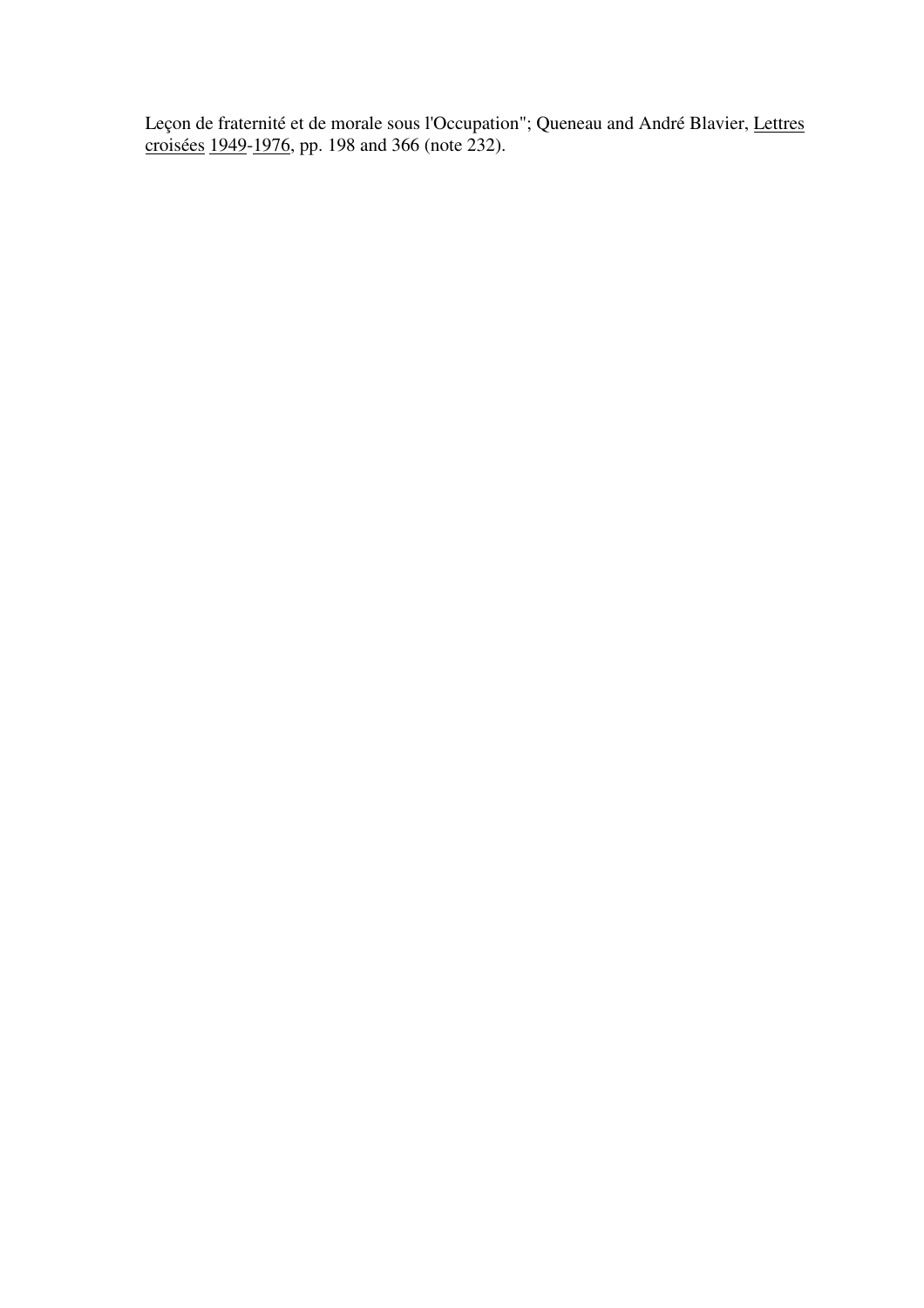Leçon de fraternité et de morale sous l'Occupation"; Queneau and André Blavier, Lettres croisées 1949-1976, pp. 198 and 366 (note 232).